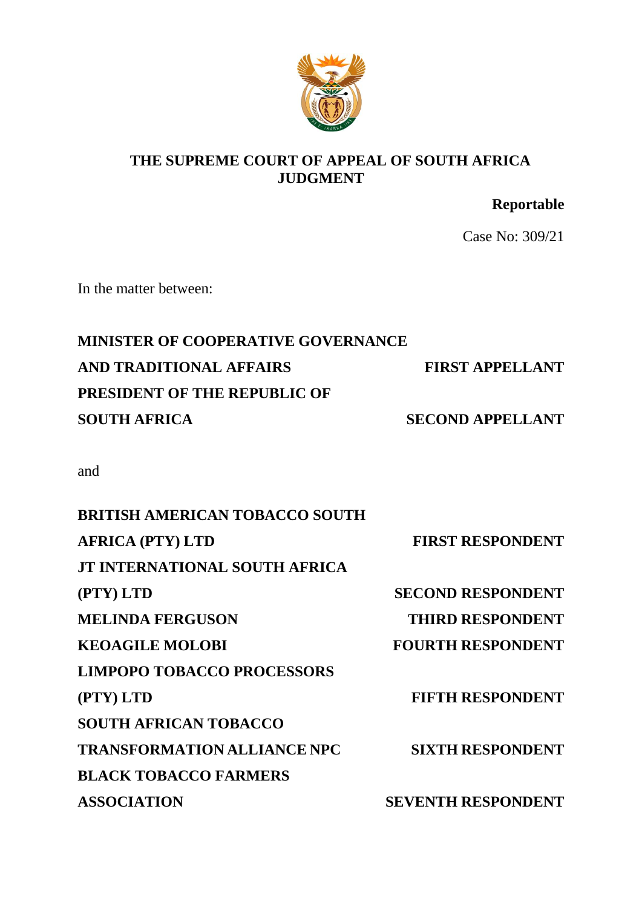**THE SUPREME COURT OF APPEAL OF SOUTH AFRICA**
**JUDGMENT**

**Reportable**

Case No: 309/21

In the matter between:

| | |
|---|---|
| **MINISTER OF COOPERATIVE GOVERNANCE AND TRADITIONAL AFFAIRS** | **FIRST APPELLANT** |
| **PRESIDENT OF THE REPUBLIC OF SOUTH AFRICA** | **SECOND APPELLANT** |

and

| | |
|---|---|
| **BRITISH AMERICAN TOBACCO SOUTH AFRICA (PTY) LTD** | **FIRST RESPONDENT** |
| **JT INTERNATIONAL SOUTH AFRICA (PTY) LTD** | **SECOND RESPONDENT** |
| **MELINDA FERGUSON** | **THIRD RESPONDENT** |
| **KEOAGILE MOLOBI** | **FOURTH RESPONDENT** |
| **LIMPOPO TOBACCO PROCESSORS (PTY) LTD** | **FIFTH RESPONDENT** |
| **SOUTH AFRICAN TOBACCO TRANSFORMATION ALLIANCE NPC** | **SIXTH RESPONDENT** |
| **BLACK TOBACCO FARMERS ASSOCIATION** | **SEVENTH RESPONDENT** |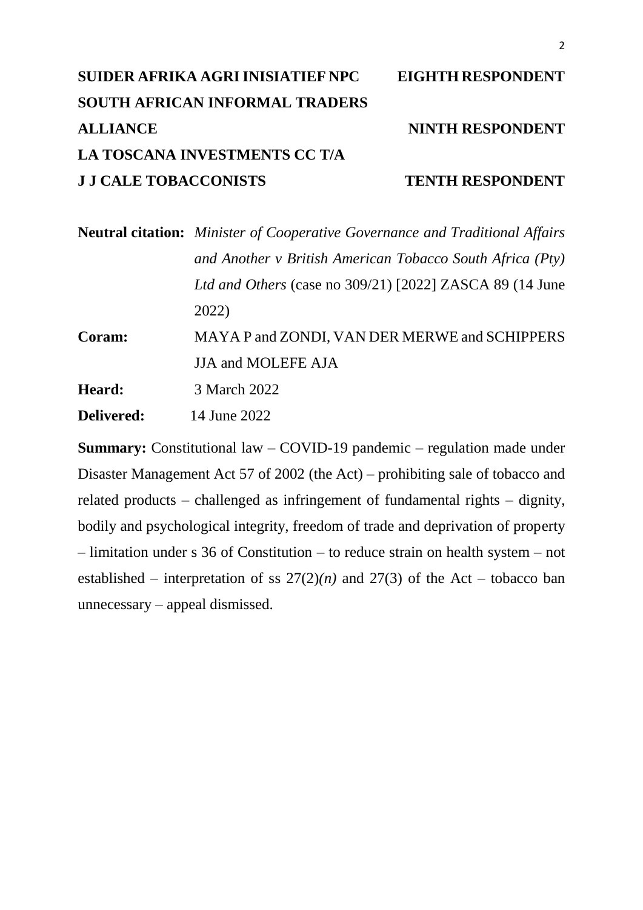**SUIDER AFRIKA AGRI INISIATIEF NPC** **EIGHTH RESPONDENT**

**SOUTH AFRICAN INFORMAL TRADERS ALLIANCE** **NINTH RESPONDENT**

**LA TOSCANA INVESTMENTS CC T/A J J CALE TOBACCONISTS** **TENTH RESPONDENT**

**Neutral citation:** *Minister of Cooperative Governance and Traditional Affairs and Another v British American Tobacco South Africa (Pty) Ltd and Others* (case no 309/21) [2022] ZASCA 89 (14 June 2022)

**Coram:** MAYA P and ZONDI, VAN DER MERWE and SCHIPPERS JJA and MOLEFE AJA

**Heard:** 3 March 2022

**Delivered:** 14 June 2022

**Summary:** Constitutional law – COVID-19 pandemic – regulation made under Disaster Management Act 57 of 2002 (the Act) – prohibiting sale of tobacco and related products – challenged as infringement of fundamental rights – dignity, bodily and psychological integrity, freedom of trade and deprivation of property – limitation under s 36 of Constitution – to reduce strain on health system – not established – interpretation of ss 27(2)*(n)* and 27(3) of the Act – tobacco ban unnecessary – appeal dismissed.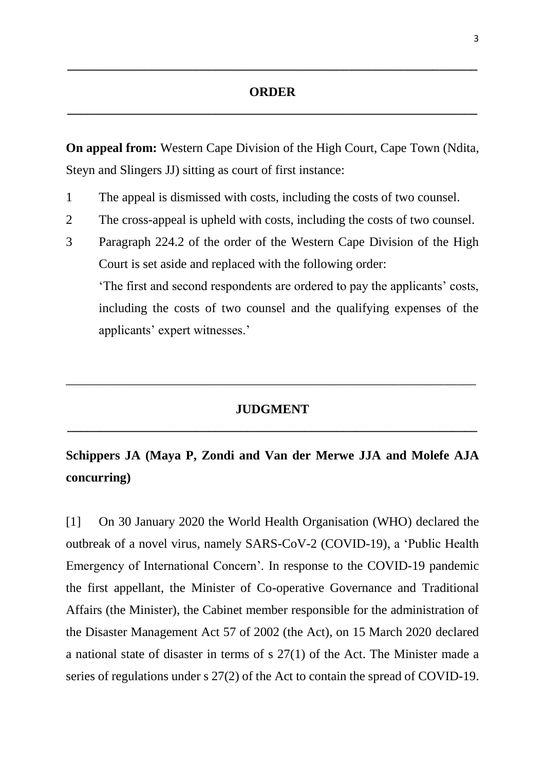## ORDER

**On appeal from:** Western Cape Division of the High Court, Cape Town (Ndita, Steyn and Slingers JJ) sitting as court of first instance:

1 The appeal is dismissed with costs, including the costs of two counsel.

2 The cross-appeal is upheld with costs, including the costs of two counsel.

3 Paragraph 224.2 of the order of the Western Cape Division of the High Court is set aside and replaced with the following order:

'The first and second respondents are ordered to pay the applicants' costs, including the costs of two counsel and the qualifying expenses of the applicants' expert witnesses.'

## JUDGMENT

**Schippers JA (Maya P, Zondi and Van der Merwe JJA and Molefe AJA concurring)**

[1] On 30 January 2020 the World Health Organisation (WHO) declared the outbreak of a novel virus, namely SARS-CoV-2 (COVID-19), a 'Public Health Emergency of International Concern'. In response to the COVID-19 pandemic the first appellant, the Minister of Co-operative Governance and Traditional Affairs (the Minister), the Cabinet member responsible for the administration of the Disaster Management Act 57 of 2002 (the Act), on 15 March 2020 declared a national state of disaster in terms of s 27(1) of the Act. The Minister made a series of regulations under s 27(2) of the Act to contain the spread of COVID-19.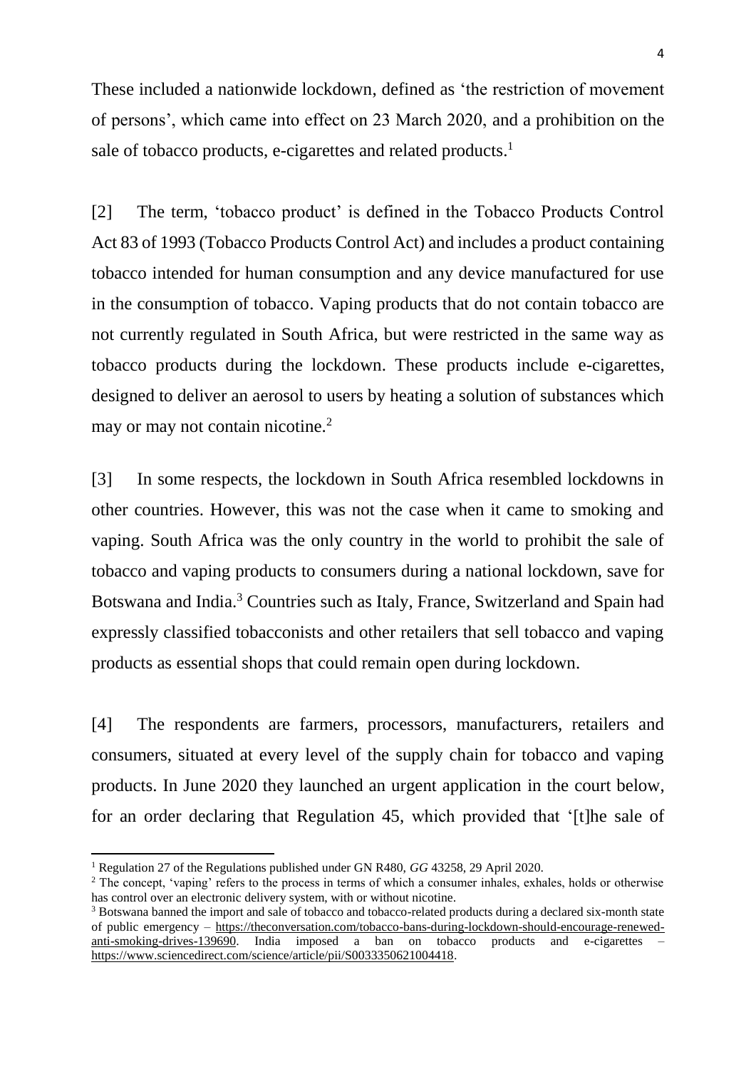These included a nationwide lockdown, defined as 'the restriction of movement of persons', which came into effect on 23 March 2020, and a prohibition on the sale of tobacco products, e-cigarettes and related products.[1]

[2] The term, 'tobacco product' is defined in the Tobacco Products Control Act 83 of 1993 (Tobacco Products Control Act) and includes a product containing tobacco intended for human consumption and any device manufactured for use in the consumption of tobacco. Vaping products that do not contain tobacco are not currently regulated in South Africa, but were restricted in the same way as tobacco products during the lockdown. These products include e-cigarettes, designed to deliver an aerosol to users by heating a solution of substances which may or may not contain nicotine.[2]

[3] In some respects, the lockdown in South Africa resembled lockdowns in other countries. However, this was not the case when it came to smoking and vaping. South Africa was the only country in the world to prohibit the sale of tobacco and vaping products to consumers during a national lockdown, save for Botswana and India.[3] Countries such as Italy, France, Switzerland and Spain had expressly classified tobacconists and other retailers that sell tobacco and vaping products as essential shops that could remain open during lockdown.

[4] The respondents are farmers, processors, manufacturers, retailers and consumers, situated at every level of the supply chain for tobacco and vaping products. In June 2020 they launched an urgent application in the court below, for an order declaring that Regulation 45, which provided that '[t]he sale of

---

[1] Regulation 27 of the Regulations published under GN R480, *GG* 43258, 29 April 2020.

[2] The concept, 'vaping' refers to the process in terms of which a consumer inhales, exhales, holds or otherwise has control over an electronic delivery system, with or without nicotine.

[3] Botswana banned the import and sale of tobacco and tobacco-related products during a declared six-month state of public emergency – https://theconversation.com/tobacco-bans-during-lockdown-should-encourage-renewed-anti-smoking-drives-139690. India imposed a ban on tobacco products and e-cigarettes – https://www.sciencedirect.com/science/article/pii/S0033350621004418.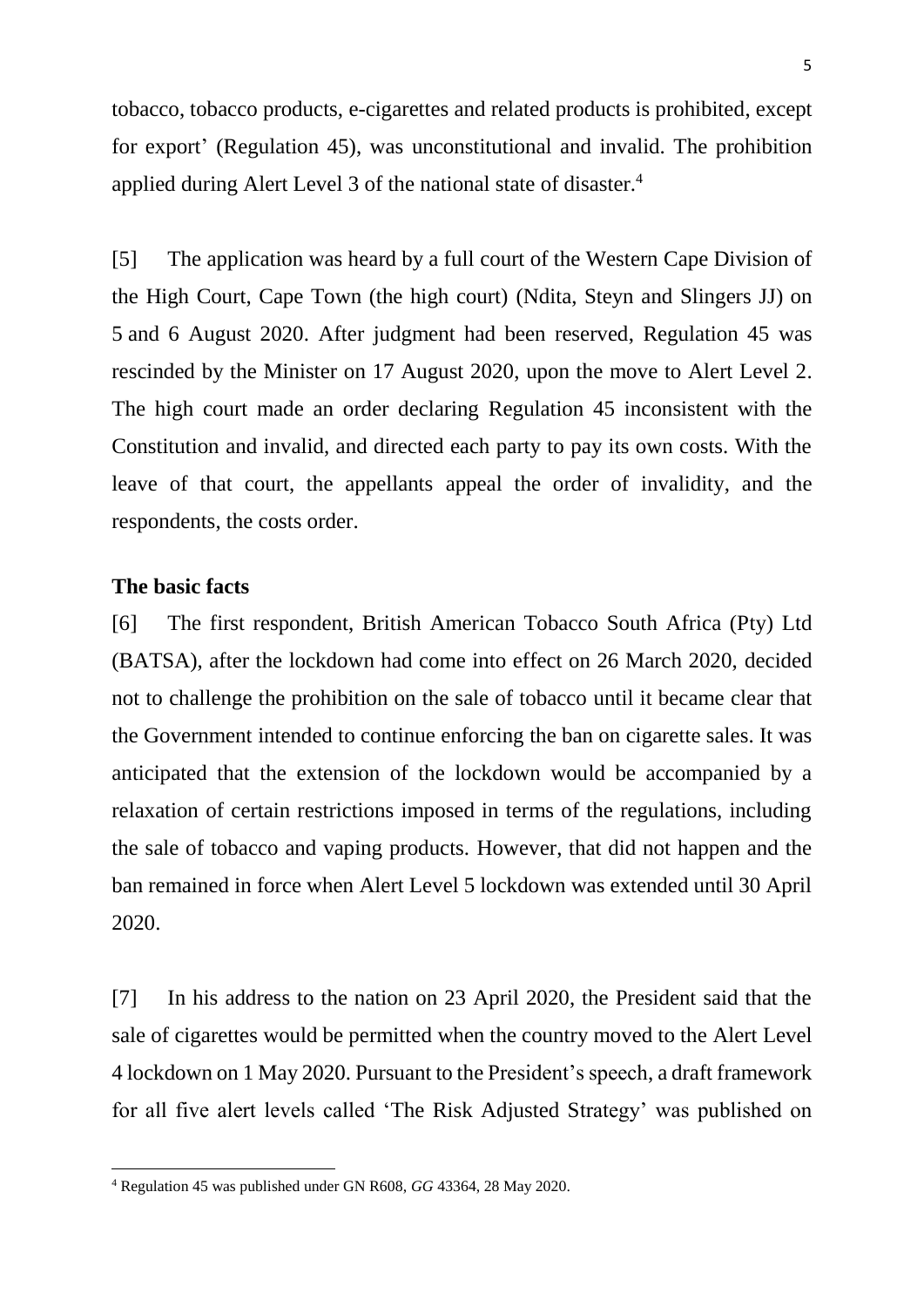tobacco, tobacco products, e-cigarettes and related products is prohibited, except for export' (Regulation 45), was unconstitutional and invalid. The prohibition applied during Alert Level 3 of the national state of disaster.[4]

[5] The application was heard by a full court of the Western Cape Division of the High Court, Cape Town (the high court) (Ndita, Steyn and Slingers JJ) on 5 and 6 August 2020. After judgment had been reserved, Regulation 45 was rescinded by the Minister on 17 August 2020, upon the move to Alert Level 2. The high court made an order declaring Regulation 45 inconsistent with the Constitution and invalid, and directed each party to pay its own costs. With the leave of that court, the appellants appeal the order of invalidity, and the respondents, the costs order.

**The basic facts**

[6] The first respondent, British American Tobacco South Africa (Pty) Ltd (BATSA), after the lockdown had come into effect on 26 March 2020, decided not to challenge the prohibition on the sale of tobacco until it became clear that the Government intended to continue enforcing the ban on cigarette sales. It was anticipated that the extension of the lockdown would be accompanied by a relaxation of certain restrictions imposed in terms of the regulations, including the sale of tobacco and vaping products. However, that did not happen and the ban remained in force when Alert Level 5 lockdown was extended until 30 April 2020.

[7] In his address to the nation on 23 April 2020, the President said that the sale of cigarettes would be permitted when the country moved to the Alert Level 4 lockdown on 1 May 2020. Pursuant to the President's speech, a draft framework for all five alert levels called 'The Risk Adjusted Strategy' was published on

[4] Regulation 45 was published under GN R608, *GG* 43364, 28 May 2020.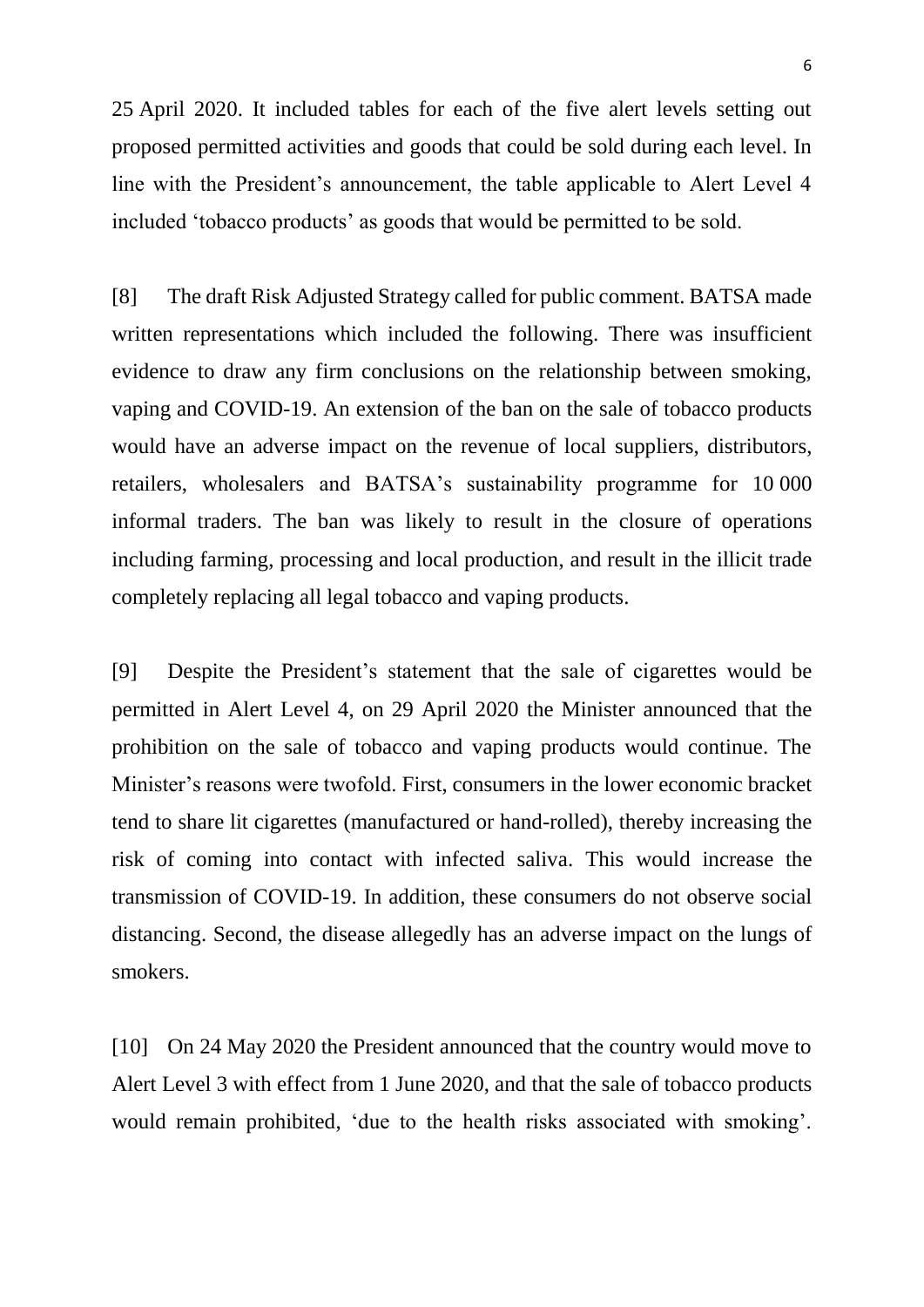25 April 2020. It included tables for each of the five alert levels setting out proposed permitted activities and goods that could be sold during each level. In line with the President's announcement, the table applicable to Alert Level 4 included 'tobacco products' as goods that would be permitted to be sold.

[8] The draft Risk Adjusted Strategy called for public comment. BATSA made written representations which included the following. There was insufficient evidence to draw any firm conclusions on the relationship between smoking, vaping and COVID-19. An extension of the ban on the sale of tobacco products would have an adverse impact on the revenue of local suppliers, distributors, retailers, wholesalers and BATSA's sustainability programme for 10 000 informal traders. The ban was likely to result in the closure of operations including farming, processing and local production, and result in the illicit trade completely replacing all legal tobacco and vaping products.

[9] Despite the President's statement that the sale of cigarettes would be permitted in Alert Level 4, on 29 April 2020 the Minister announced that the prohibition on the sale of tobacco and vaping products would continue. The Minister's reasons were twofold. First, consumers in the lower economic bracket tend to share lit cigarettes (manufactured or hand-rolled), thereby increasing the risk of coming into contact with infected saliva. This would increase the transmission of COVID-19. In addition, these consumers do not observe social distancing. Second, the disease allegedly has an adverse impact on the lungs of smokers.

[10] On 24 May 2020 the President announced that the country would move to Alert Level 3 with effect from 1 June 2020, and that the sale of tobacco products would remain prohibited, 'due to the health risks associated with smoking'.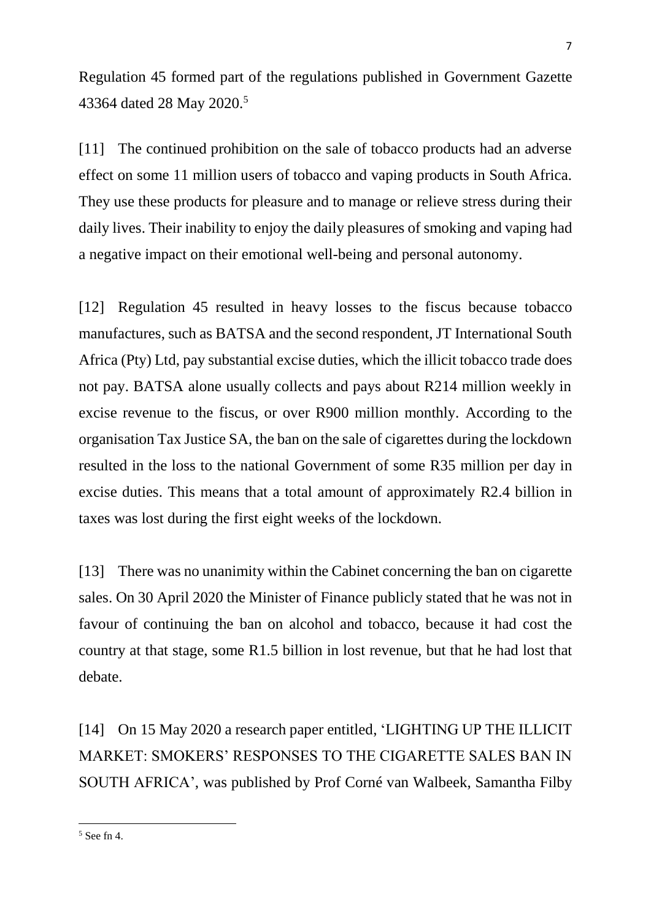Regulation 45 formed part of the regulations published in Government Gazette 43364 dated 28 May 2020.[5]

[11] The continued prohibition on the sale of tobacco products had an adverse effect on some 11 million users of tobacco and vaping products in South Africa. They use these products for pleasure and to manage or relieve stress during their daily lives. Their inability to enjoy the daily pleasures of smoking and vaping had a negative impact on their emotional well-being and personal autonomy.

[12] Regulation 45 resulted in heavy losses to the fiscus because tobacco manufactures, such as BATSA and the second respondent, JT International South Africa (Pty) Ltd, pay substantial excise duties, which the illicit tobacco trade does not pay. BATSA alone usually collects and pays about R214 million weekly in excise revenue to the fiscus, or over R900 million monthly. According to the organisation Tax Justice SA, the ban on the sale of cigarettes during the lockdown resulted in the loss to the national Government of some R35 million per day in excise duties. This means that a total amount of approximately R2.4 billion in taxes was lost during the first eight weeks of the lockdown.

[13] There was no unanimity within the Cabinet concerning the ban on cigarette sales. On 30 April 2020 the Minister of Finance publicly stated that he was not in favour of continuing the ban on alcohol and tobacco, because it had cost the country at that stage, some R1.5 billion in lost revenue, but that he had lost that debate.

[14] On 15 May 2020 a research paper entitled, 'LIGHTING UP THE ILLICIT MARKET: SMOKERS' RESPONSES TO THE CIGARETTE SALES BAN IN SOUTH AFRICA', was published by Prof Corné van Walbeek, Samantha Filby

---

[5] See fn 4.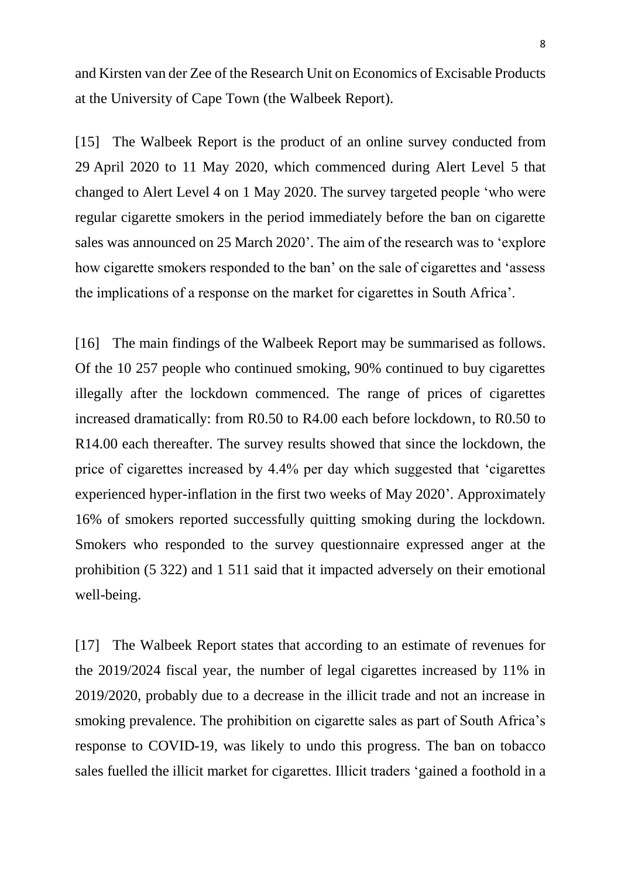and Kirsten van der Zee of the Research Unit on Economics of Excisable Products at the University of Cape Town (the Walbeek Report).

[15] The Walbeek Report is the product of an online survey conducted from 29 April 2020 to 11 May 2020, which commenced during Alert Level 5 that changed to Alert Level 4 on 1 May 2020. The survey targeted people 'who were regular cigarette smokers in the period immediately before the ban on cigarette sales was announced on 25 March 2020'. The aim of the research was to 'explore how cigarette smokers responded to the ban' on the sale of cigarettes and 'assess the implications of a response on the market for cigarettes in South Africa'.

[16] The main findings of the Walbeek Report may be summarised as follows. Of the 10 257 people who continued smoking, 90% continued to buy cigarettes illegally after the lockdown commenced. The range of prices of cigarettes increased dramatically: from R0.50 to R4.00 each before lockdown, to R0.50 to R14.00 each thereafter. The survey results showed that since the lockdown, the price of cigarettes increased by 4.4% per day which suggested that 'cigarettes experienced hyper-inflation in the first two weeks of May 2020'. Approximately 16% of smokers reported successfully quitting smoking during the lockdown. Smokers who responded to the survey questionnaire expressed anger at the prohibition (5 322) and 1 511 said that it impacted adversely on their emotional well-being.

[17] The Walbeek Report states that according to an estimate of revenues for the 2019/2024 fiscal year, the number of legal cigarettes increased by 11% in 2019/2020, probably due to a decrease in the illicit trade and not an increase in smoking prevalence. The prohibition on cigarette sales as part of South Africa's response to COVID-19, was likely to undo this progress. The ban on tobacco sales fuelled the illicit market for cigarettes. Illicit traders 'gained a foothold in a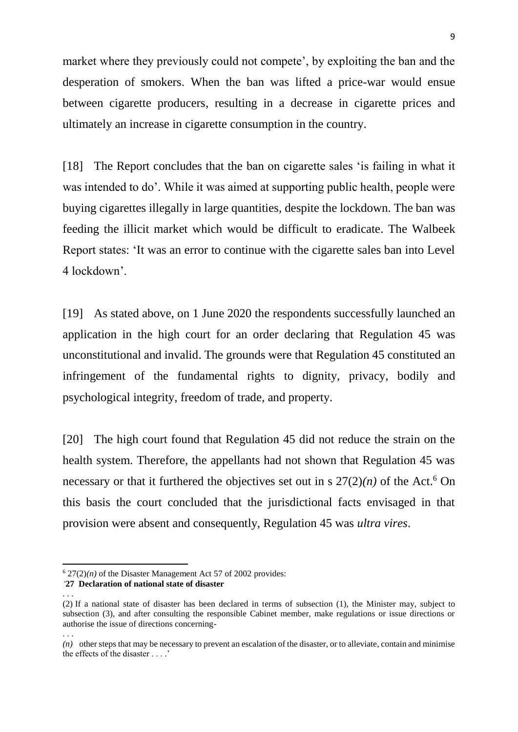market where they previously could not compete', by exploiting the ban and the desperation of smokers. When the ban was lifted a price-war would ensue between cigarette producers, resulting in a decrease in cigarette prices and ultimately an increase in cigarette consumption in the country.

[18] The Report concludes that the ban on cigarette sales 'is failing in what it was intended to do'. While it was aimed at supporting public health, people were buying cigarettes illegally in large quantities, despite the lockdown. The ban was feeding the illicit market which would be difficult to eradicate. The Walbeek Report states: 'It was an error to continue with the cigarette sales ban into Level 4 lockdown'.

[19] As stated above, on 1 June 2020 the respondents successfully launched an application in the high court for an order declaring that Regulation 45 was unconstitutional and invalid. The grounds were that Regulation 45 constituted an infringement of the fundamental rights to dignity, privacy, bodily and psychological integrity, freedom of trade, and property.

[20] The high court found that Regulation 45 did not reduce the strain on the health system. Therefore, the appellants had not shown that Regulation 45 was necessary or that it furthered the objectives set out in s 27(2)*(n)* of the Act.[6] On this basis the court concluded that the jurisdictional facts envisaged in that provision were absent and consequently, Regulation 45 was *ultra vires*.

---

[6] 27(2)*(n)* of the Disaster Management Act 57 of 2002 provides:

'**27 Declaration of national state of disaster**

. . .

(2) If a national state of disaster has been declared in terms of subsection (1), the Minister may, subject to subsection (3), and after consulting the responsible Cabinet member, make regulations or issue directions or authorise the issue of directions concerning-

. . .

*(n)* other steps that may be necessary to prevent an escalation of the disaster, or to alleviate, contain and minimise the effects of the disaster . . . .'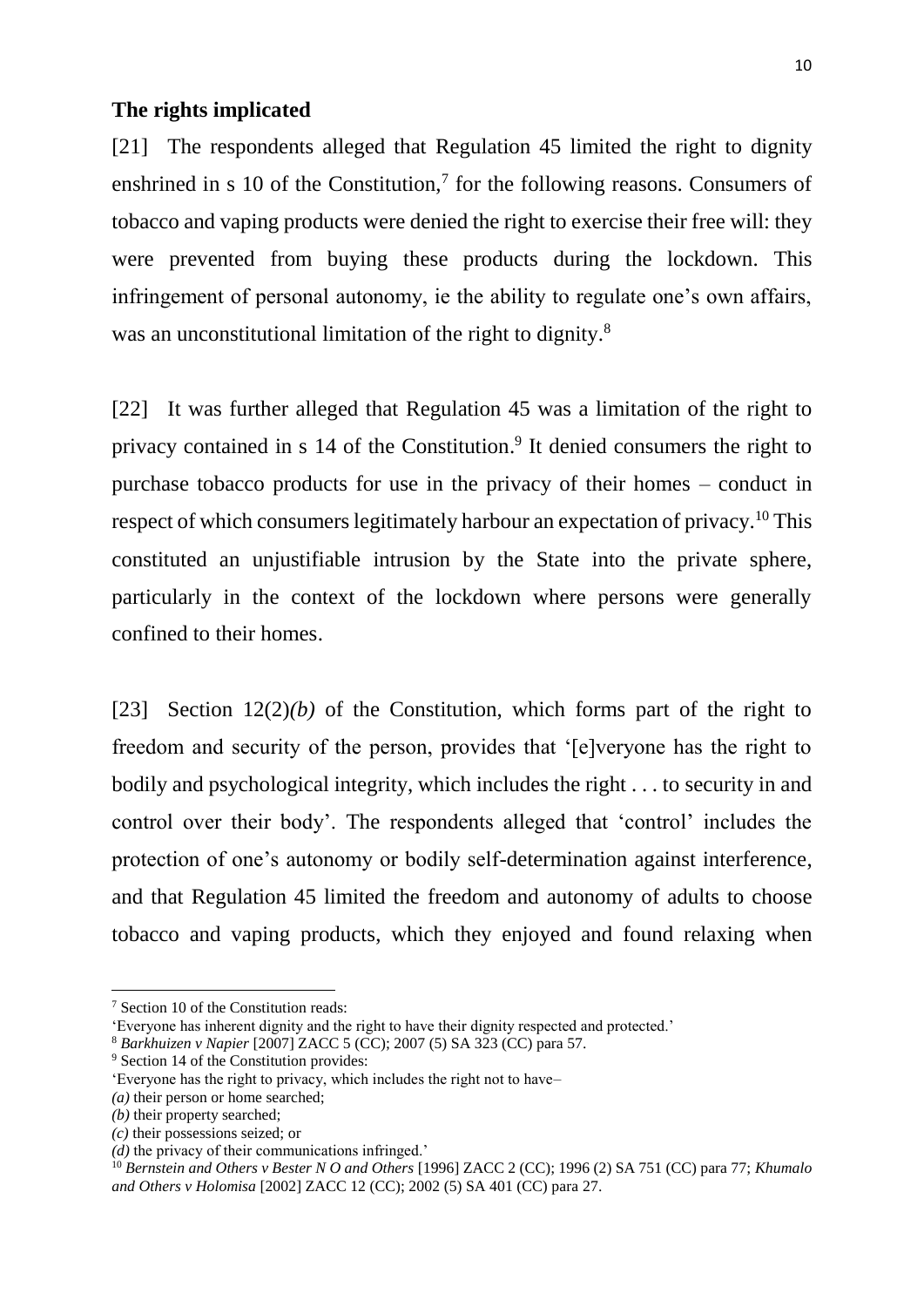**The rights implicated**

[21] The respondents alleged that Regulation 45 limited the right to dignity enshrined in s 10 of the Constitution,[7] for the following reasons. Consumers of tobacco and vaping products were denied the right to exercise their free will: they were prevented from buying these products during the lockdown. This infringement of personal autonomy, ie the ability to regulate one's own affairs, was an unconstitutional limitation of the right to dignity.[8]

[22] It was further alleged that Regulation 45 was a limitation of the right to privacy contained in s 14 of the Constitution.[9] It denied consumers the right to purchase tobacco products for use in the privacy of their homes – conduct in respect of which consumers legitimately harbour an expectation of privacy.[10] This constituted an unjustifiable intrusion by the State into the private sphere, particularly in the context of the lockdown where persons were generally confined to their homes.

[23] Section 12(2)*(b)* of the Constitution, which forms part of the right to freedom and security of the person, provides that '[e]veryone has the right to bodily and psychological integrity, which includes the right . . . to security in and control over their body'. The respondents alleged that 'control' includes the protection of one's autonomy or bodily self-determination against interference, and that Regulation 45 limited the freedom and autonomy of adults to choose tobacco and vaping products, which they enjoyed and found relaxing when

---

[7] Section 10 of the Constitution reads:
'Everyone has inherent dignity and the right to have their dignity respected and protected.'

[8] *Barkhuizen v Napier* [2007] ZACC 5 (CC); 2007 (5) SA 323 (CC) para 57.

[9] Section 14 of the Constitution provides:
'Everyone has the right to privacy, which includes the right not to have–
*(a)* their person or home searched;
*(b)* their property searched;
*(c)* their possessions seized; or
*(d)* the privacy of their communications infringed.'

[10] *Bernstein and Others v Bester N O and Others* [1996] ZACC 2 (CC); 1996 (2) SA 751 (CC) para 77; *Khumalo and Others v Holomisa* [2002] ZACC 12 (CC); 2002 (5) SA 401 (CC) para 27.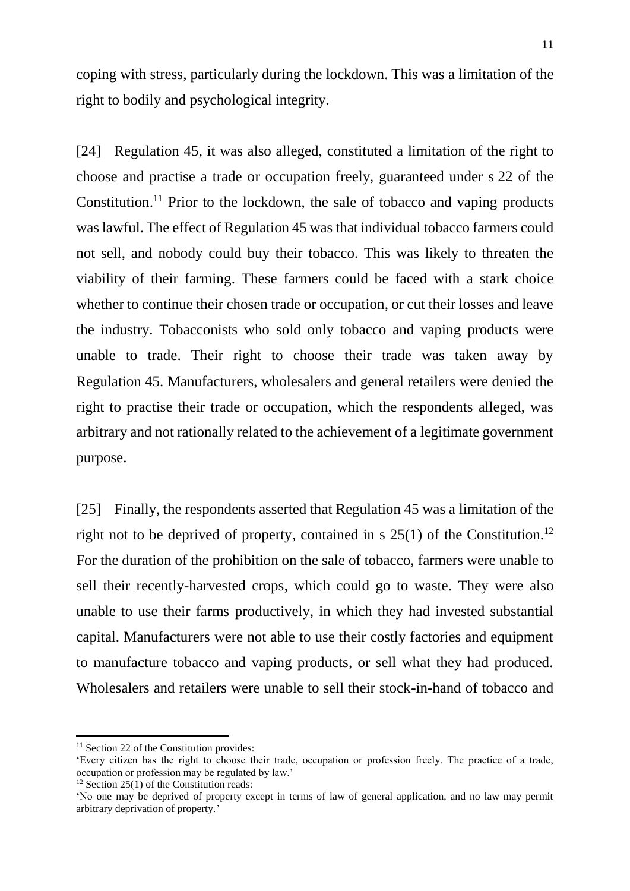coping with stress, particularly during the lockdown. This was a limitation of the right to bodily and psychological integrity.

[24] Regulation 45, it was also alleged, constituted a limitation of the right to choose and practise a trade or occupation freely, guaranteed under s 22 of the Constitution.[11] Prior to the lockdown, the sale of tobacco and vaping products was lawful. The effect of Regulation 45 was that individual tobacco farmers could not sell, and nobody could buy their tobacco. This was likely to threaten the viability of their farming. These farmers could be faced with a stark choice whether to continue their chosen trade or occupation, or cut their losses and leave the industry. Tobacconists who sold only tobacco and vaping products were unable to trade. Their right to choose their trade was taken away by Regulation 45. Manufacturers, wholesalers and general retailers were denied the right to practise their trade or occupation, which the respondents alleged, was arbitrary and not rationally related to the achievement of a legitimate government purpose.

[25] Finally, the respondents asserted that Regulation 45 was a limitation of the right not to be deprived of property, contained in s 25(1) of the Constitution.[12] For the duration of the prohibition on the sale of tobacco, farmers were unable to sell their recently-harvested crops, which could go to waste. They were also unable to use their farms productively, in which they had invested substantial capital. Manufacturers were not able to use their costly factories and equipment to manufacture tobacco and vaping products, or sell what they had produced. Wholesalers and retailers were unable to sell their stock-in-hand of tobacco and

---

[11] Section 22 of the Constitution provides:
'Every citizen has the right to choose their trade, occupation or profession freely. The practice of a trade, occupation or profession may be regulated by law.'

[12] Section 25(1) of the Constitution reads:
'No one may be deprived of property except in terms of law of general application, and no law may permit arbitrary deprivation of property.'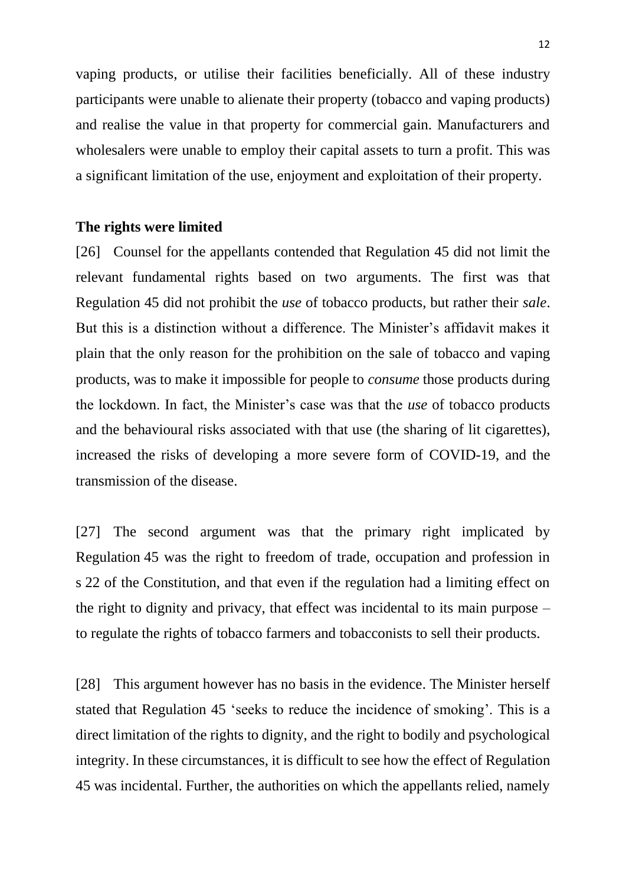vaping products, or utilise their facilities beneficially. All of these industry participants were unable to alienate their property (tobacco and vaping products) and realise the value in that property for commercial gain. Manufacturers and wholesalers were unable to employ their capital assets to turn a profit. This was a significant limitation of the use, enjoyment and exploitation of their property.

**The rights were limited**

[26] Counsel for the appellants contended that Regulation 45 did not limit the relevant fundamental rights based on two arguments. The first was that Regulation 45 did not prohibit the *use* of tobacco products, but rather their *sale*. But this is a distinction without a difference. The Minister's affidavit makes it plain that the only reason for the prohibition on the sale of tobacco and vaping products, was to make it impossible for people to *consume* those products during the lockdown. In fact, the Minister's case was that the *use* of tobacco products and the behavioural risks associated with that use (the sharing of lit cigarettes), increased the risks of developing a more severe form of COVID-19, and the transmission of the disease.

[27] The second argument was that the primary right implicated by Regulation 45 was the right to freedom of trade, occupation and profession in s 22 of the Constitution, and that even if the regulation had a limiting effect on the right to dignity and privacy, that effect was incidental to its main purpose – to regulate the rights of tobacco farmers and tobacconists to sell their products.

[28] This argument however has no basis in the evidence. The Minister herself stated that Regulation 45 'seeks to reduce the incidence of smoking'. This is a direct limitation of the rights to dignity, and the right to bodily and psychological integrity. In these circumstances, it is difficult to see how the effect of Regulation 45 was incidental. Further, the authorities on which the appellants relied, namely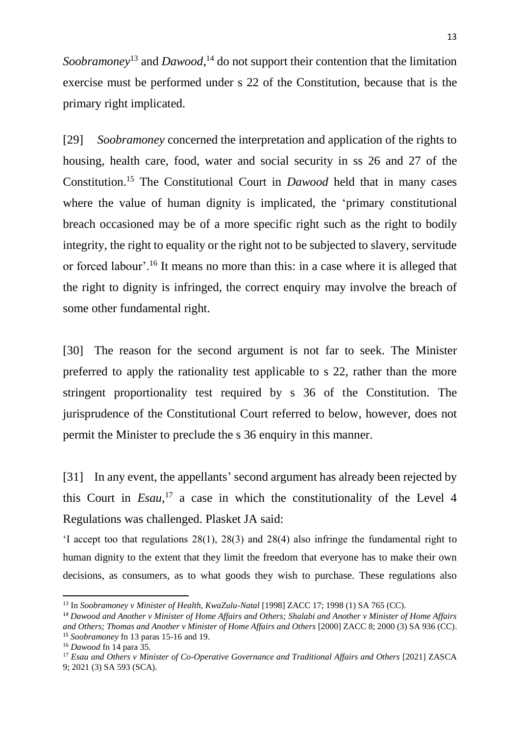*Soobramoney*[13] and *Dawood*,[14] do not support their contention that the limitation exercise must be performed under s 22 of the Constitution, because that is the primary right implicated.

[29] *Soobramoney* concerned the interpretation and application of the rights to housing, health care, food, water and social security in ss 26 and 27 of the Constitution.[15] The Constitutional Court in *Dawood* held that in many cases where the value of human dignity is implicated, the 'primary constitutional breach occasioned may be of a more specific right such as the right to bodily integrity, the right to equality or the right not to be subjected to slavery, servitude or forced labour'.[16] It means no more than this: in a case where it is alleged that the right to dignity is infringed, the correct enquiry may involve the breach of some other fundamental right.

[30] The reason for the second argument is not far to seek. The Minister preferred to apply the rationality test applicable to s 22, rather than the more stringent proportionality test required by s 36 of the Constitution. The jurisprudence of the Constitutional Court referred to below, however, does not permit the Minister to preclude the s 36 enquiry in this manner.

[31] In any event, the appellants' second argument has already been rejected by this Court in *Esau*,[17] a case in which the constitutionality of the Level 4 Regulations was challenged. Plasket JA said:

'I accept too that regulations 28(1), 28(3) and 28(4) also infringe the fundamental right to human dignity to the extent that they limit the freedom that everyone has to make their own decisions, as consumers, as to what goods they wish to purchase. These regulations also

---

[13] In *Soobramoney v Minister of Health, KwaZulu-Natal* [1998] ZACC 17; 1998 (1) SA 765 (CC).

[14] *Dawood and Another v Minister of Home Affairs and Others; Shalabi and Another v Minister of Home Affairs and Others; Thomas and Another v Minister of Home Affairs and Others* [2000] ZACC 8; 2000 (3) SA 936 (CC).

[15] *Soobramoney* fn 13 paras 15-16 and 19.

[16] *Dawood* fn 14 para 35.

[17] *Esau and Others v Minister of Co-Operative Governance and Traditional Affairs and Others* [2021] ZASCA 9; 2021 (3) SA 593 (SCA).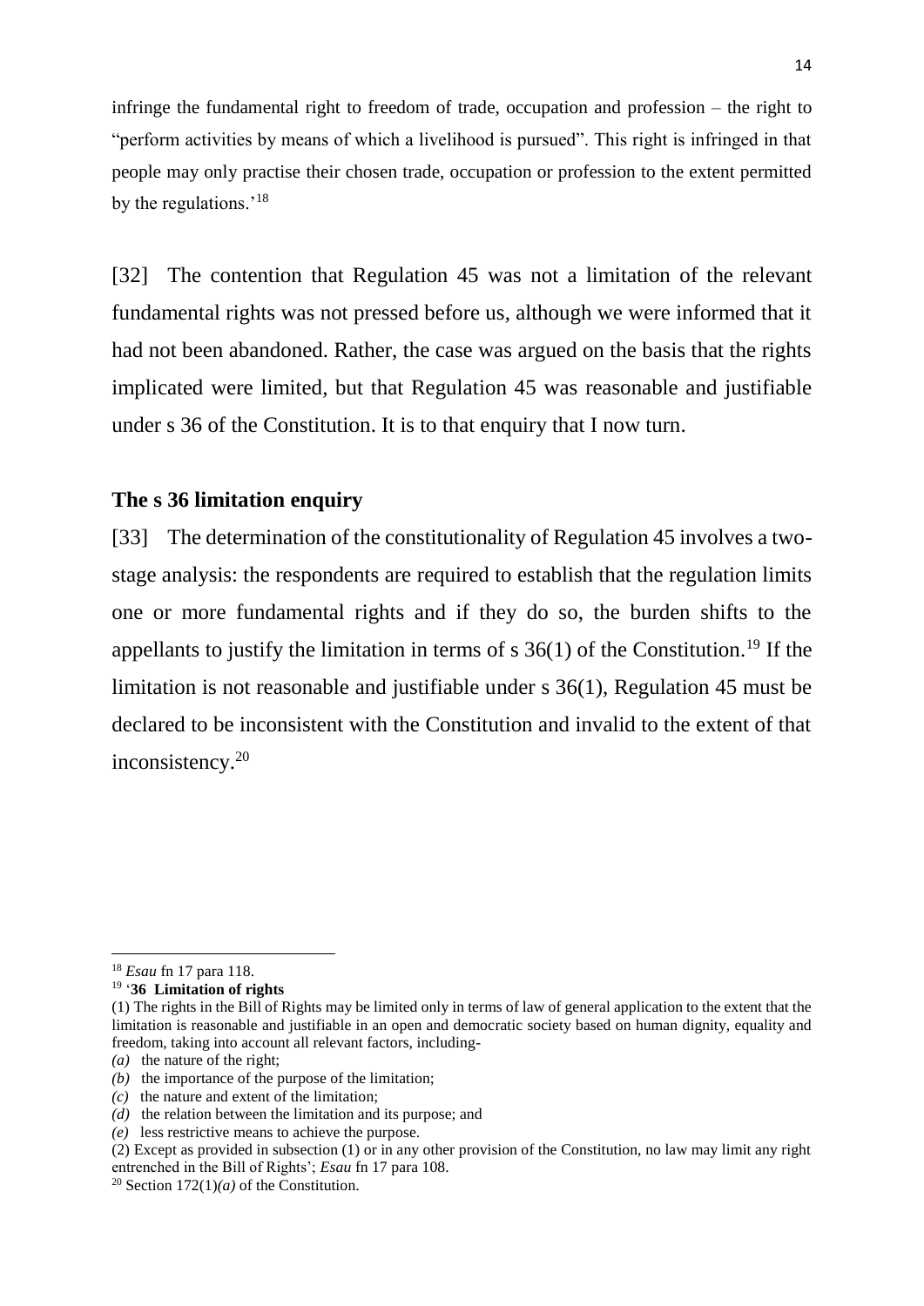infringe the fundamental right to freedom of trade, occupation and profession – the right to "perform activities by means of which a livelihood is pursued". This right is infringed in that people may only practise their chosen trade, occupation or profession to the extent permitted by the regulations.'[18]

[32] The contention that Regulation 45 was not a limitation of the relevant fundamental rights was not pressed before us, although we were informed that it had not been abandoned. Rather, the case was argued on the basis that the rights implicated were limited, but that Regulation 45 was reasonable and justifiable under s 36 of the Constitution. It is to that enquiry that I now turn.

**The s 36 limitation enquiry**

[33] The determination of the constitutionality of Regulation 45 involves a two-stage analysis: the respondents are required to establish that the regulation limits one or more fundamental rights and if they do so, the burden shifts to the appellants to justify the limitation in terms of s 36(1) of the Constitution.[19] If the limitation is not reasonable and justifiable under s 36(1), Regulation 45 must be declared to be inconsistent with the Constitution and invalid to the extent of that inconsistency.[20]

---

[18] *Esau* fn 17 para 118.

[19] '**36 Limitation of rights**

(1) The rights in the Bill of Rights may be limited only in terms of law of general application to the extent that the limitation is reasonable and justifiable in an open and democratic society based on human dignity, equality and freedom, taking into account all relevant factors, including-

*(a)* the nature of the right;

*(b)* the importance of the purpose of the limitation;

*(c)* the nature and extent of the limitation;

*(d)* the relation between the limitation and its purpose; and

*(e)* less restrictive means to achieve the purpose.

(2) Except as provided in subsection (1) or in any other provision of the Constitution, no law may limit any right entrenched in the Bill of Rights'; *Esau* fn 17 para 108.

[20] Section 172(1)*(a)* of the Constitution.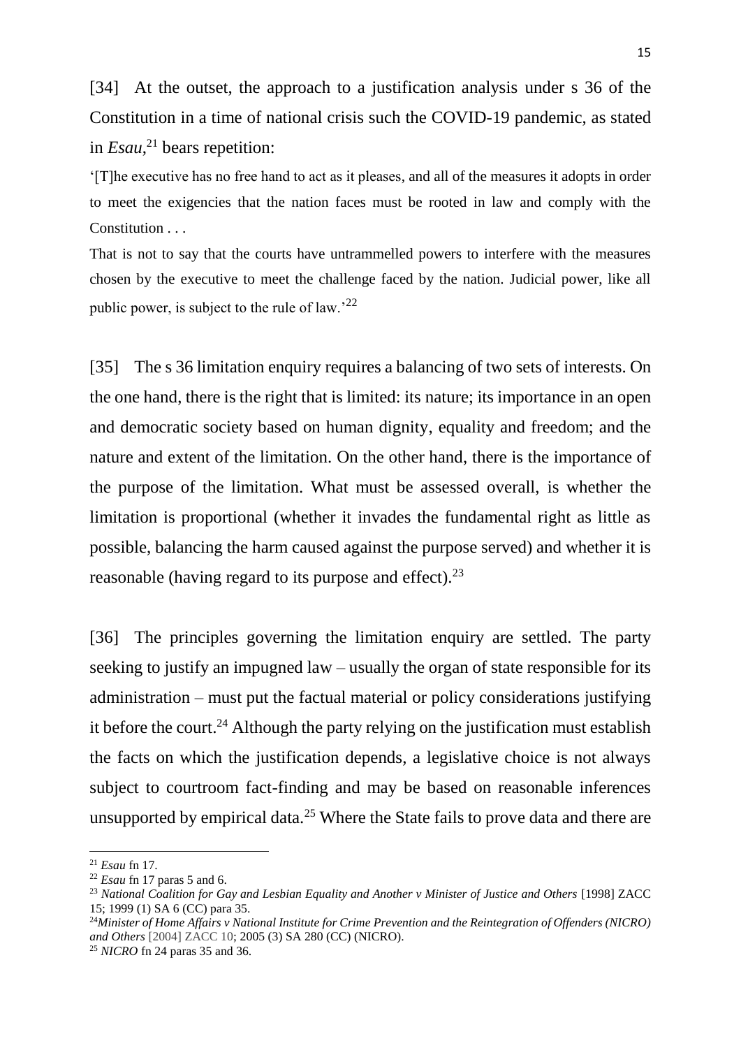[34] At the outset, the approach to a justification analysis under s 36 of the Constitution in a time of national crisis such the COVID-19 pandemic, as stated in *Esau*,[21] bears repetition:

'[T]he executive has no free hand to act as it pleases, and all of the measures it adopts in order to meet the exigencies that the nation faces must be rooted in law and comply with the Constitution . . .

That is not to say that the courts have untrammelled powers to interfere with the measures chosen by the executive to meet the challenge faced by the nation. Judicial power, like all public power, is subject to the rule of law.'[22]

[35] The s 36 limitation enquiry requires a balancing of two sets of interests. On the one hand, there is the right that is limited: its nature; its importance in an open and democratic society based on human dignity, equality and freedom; and the nature and extent of the limitation. On the other hand, there is the importance of the purpose of the limitation. What must be assessed overall, is whether the limitation is proportional (whether it invades the fundamental right as little as possible, balancing the harm caused against the purpose served) and whether it is reasonable (having regard to its purpose and effect).[23]

[36] The principles governing the limitation enquiry are settled. The party seeking to justify an impugned law – usually the organ of state responsible for its administration – must put the factual material or policy considerations justifying it before the court.[24] Although the party relying on the justification must establish the facts on which the justification depends, a legislative choice is not always subject to courtroom fact-finding and may be based on reasonable inferences unsupported by empirical data.[25] Where the State fails to prove data and there are

---

[21] *Esau* fn 17.

[22] *Esau* fn 17 paras 5 and 6.

[23] *National Coalition for Gay and Lesbian Equality and Another v Minister of Justice and Others* [1998] ZACC 15; 1999 (1) SA 6 (CC) para 35.

[24] *Minister of Home Affairs v National Institute for Crime Prevention and the Reintegration of Offenders (NICRO) and Others* [2004] ZACC 10; 2005 (3) SA 280 (CC) (NICRO).

[25] *NICRO* fn 24 paras 35 and 36.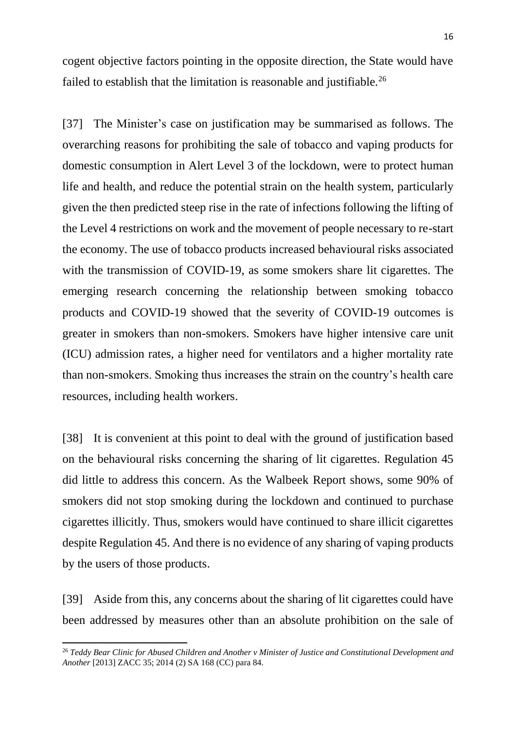cogent objective factors pointing in the opposite direction, the State would have failed to establish that the limitation is reasonable and justifiable.[26]

[37] The Minister's case on justification may be summarised as follows. The overarching reasons for prohibiting the sale of tobacco and vaping products for domestic consumption in Alert Level 3 of the lockdown, were to protect human life and health, and reduce the potential strain on the health system, particularly given the then predicted steep rise in the rate of infections following the lifting of the Level 4 restrictions on work and the movement of people necessary to re-start the economy. The use of tobacco products increased behavioural risks associated with the transmission of COVID-19, as some smokers share lit cigarettes. The emerging research concerning the relationship between smoking tobacco products and COVID-19 showed that the severity of COVID-19 outcomes is greater in smokers than non-smokers. Smokers have higher intensive care unit (ICU) admission rates, a higher need for ventilators and a higher mortality rate than non-smokers. Smoking thus increases the strain on the country's health care resources, including health workers.

[38] It is convenient at this point to deal with the ground of justification based on the behavioural risks concerning the sharing of lit cigarettes. Regulation 45 did little to address this concern. As the Walbeek Report shows, some 90% of smokers did not stop smoking during the lockdown and continued to purchase cigarettes illicitly. Thus, smokers would have continued to share illicit cigarettes despite Regulation 45. And there is no evidence of any sharing of vaping products by the users of those products.

[39] Aside from this, any concerns about the sharing of lit cigarettes could have been addressed by measures other than an absolute prohibition on the sale of

---

[26] *Teddy Bear Clinic for Abused Children and Another v Minister of Justice and Constitutional Development and Another* [2013] ZACC 35; 2014 (2) SA 168 (CC) para 84.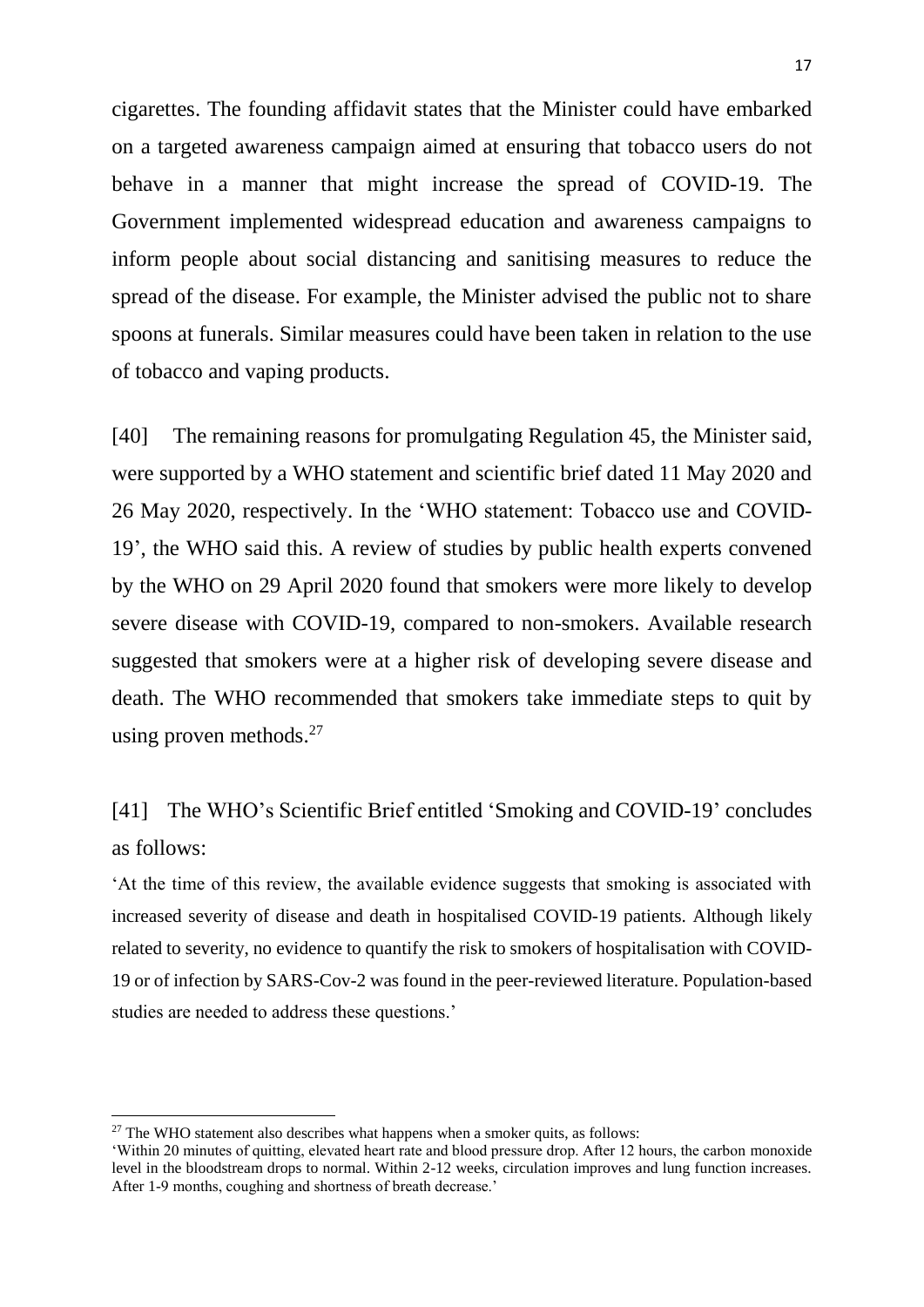cigarettes. The founding affidavit states that the Minister could have embarked on a targeted awareness campaign aimed at ensuring that tobacco users do not behave in a manner that might increase the spread of COVID-19. The Government implemented widespread education and awareness campaigns to inform people about social distancing and sanitising measures to reduce the spread of the disease. For example, the Minister advised the public not to share spoons at funerals. Similar measures could have been taken in relation to the use of tobacco and vaping products.

[40] The remaining reasons for promulgating Regulation 45, the Minister said, were supported by a WHO statement and scientific brief dated 11 May 2020 and 26 May 2020, respectively. In the 'WHO statement: Tobacco use and COVID-19', the WHO said this. A review of studies by public health experts convened by the WHO on 29 April 2020 found that smokers were more likely to develop severe disease with COVID-19, compared to non-smokers. Available research suggested that smokers were at a higher risk of developing severe disease and death. The WHO recommended that smokers take immediate steps to quit by using proven methods.[27]

[41] The WHO's Scientific Brief entitled 'Smoking and COVID-19' concludes as follows:

'At the time of this review, the available evidence suggests that smoking is associated with increased severity of disease and death in hospitalised COVID-19 patients. Although likely related to severity, no evidence to quantify the risk to smokers of hospitalisation with COVID-19 or of infection by SARS-Cov-2 was found in the peer-reviewed literature. Population-based studies are needed to address these questions.'

---

[27] The WHO statement also describes what happens when a smoker quits, as follows:
'Within 20 minutes of quitting, elevated heart rate and blood pressure drop. After 12 hours, the carbon monoxide level in the bloodstream drops to normal. Within 2-12 weeks, circulation improves and lung function increases. After 1-9 months, coughing and shortness of breath decrease.'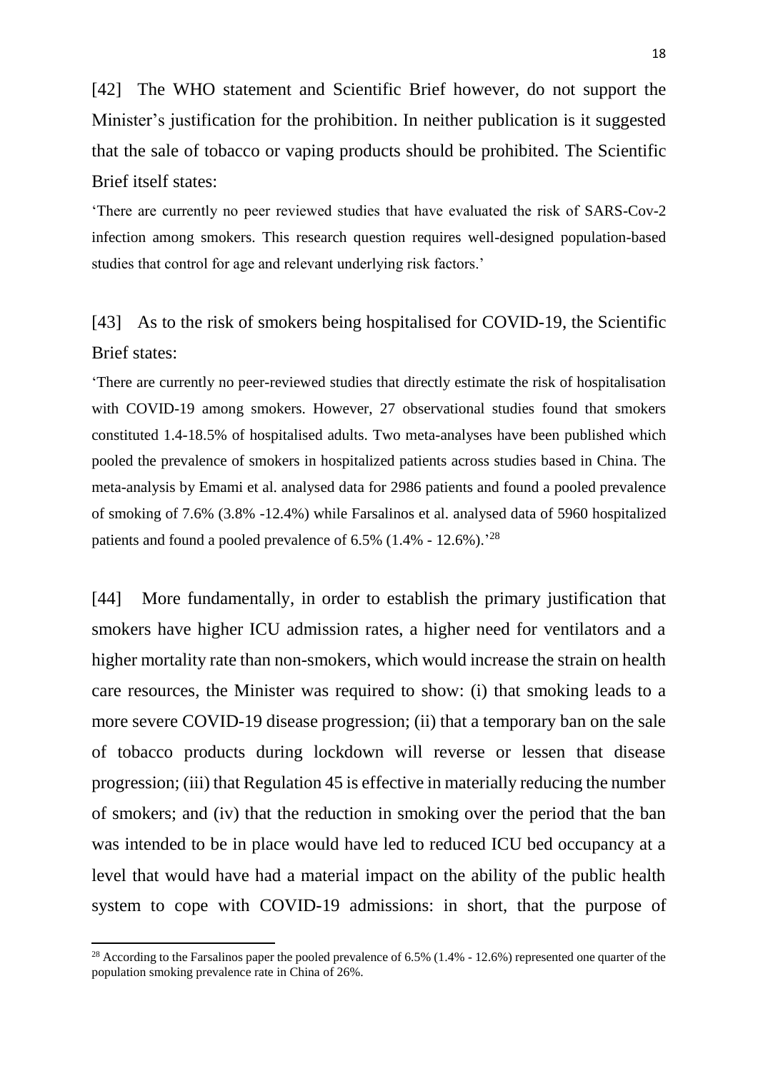[42] The WHO statement and Scientific Brief however, do not support the Minister's justification for the prohibition. In neither publication is it suggested that the sale of tobacco or vaping products should be prohibited. The Scientific Brief itself states:

'There are currently no peer reviewed studies that have evaluated the risk of SARS-Cov-2 infection among smokers. This research question requires well-designed population-based studies that control for age and relevant underlying risk factors.'

[43] As to the risk of smokers being hospitalised for COVID-19, the Scientific Brief states:

'There are currently no peer-reviewed studies that directly estimate the risk of hospitalisation with COVID-19 among smokers. However, 27 observational studies found that smokers constituted 1.4-18.5% of hospitalised adults. Two meta-analyses have been published which pooled the prevalence of smokers in hospitalized patients across studies based in China. The meta-analysis by Emami et al. analysed data for 2986 patients and found a pooled prevalence of smoking of 7.6% (3.8% -12.4%) while Farsalinos et al. analysed data of 5960 hospitalized patients and found a pooled prevalence of 6.5% (1.4% - 12.6%).'[28]

[44] More fundamentally, in order to establish the primary justification that smokers have higher ICU admission rates, a higher need for ventilators and a higher mortality rate than non-smokers, which would increase the strain on health care resources, the Minister was required to show: (i) that smoking leads to a more severe COVID-19 disease progression; (ii) that a temporary ban on the sale of tobacco products during lockdown will reverse or lessen that disease progression; (iii) that Regulation 45 is effective in materially reducing the number of smokers; and (iv) that the reduction in smoking over the period that the ban was intended to be in place would have led to reduced ICU bed occupancy at a level that would have had a material impact on the ability of the public health system to cope with COVID-19 admissions: in short, that the purpose of

[28] According to the Farsalinos paper the pooled prevalence of 6.5% (1.4% - 12.6%) represented one quarter of the population smoking prevalence rate in China of 26%.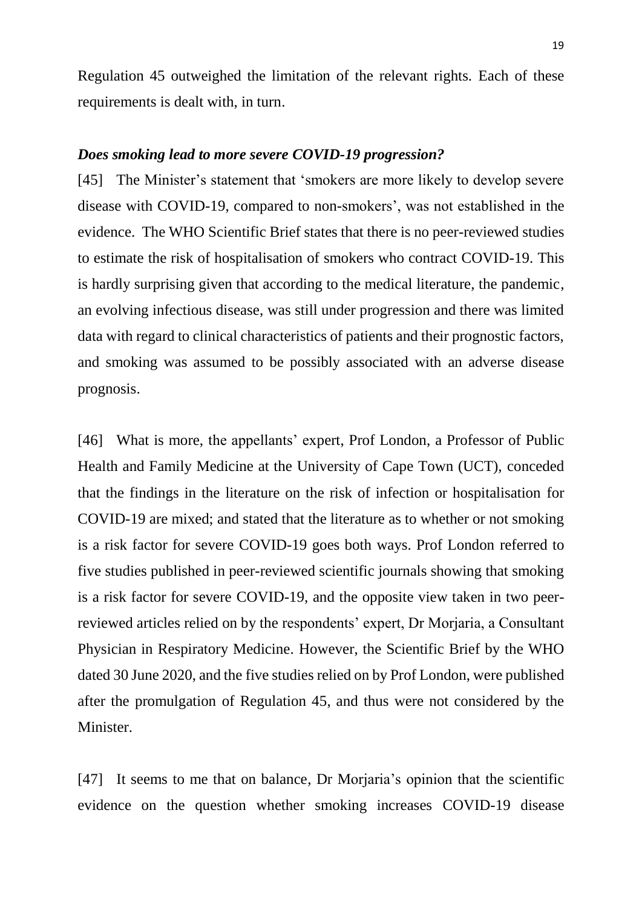Regulation 45 outweighed the limitation of the relevant rights. Each of these requirements is dealt with, in turn.

### *Does smoking lead to more severe COVID-19 progression?*

[45] The Minister's statement that 'smokers are more likely to develop severe disease with COVID-19, compared to non-smokers', was not established in the evidence. The WHO Scientific Brief states that there is no peer-reviewed studies to estimate the risk of hospitalisation of smokers who contract COVID-19. This is hardly surprising given that according to the medical literature, the pandemic, an evolving infectious disease, was still under progression and there was limited data with regard to clinical characteristics of patients and their prognostic factors, and smoking was assumed to be possibly associated with an adverse disease prognosis.

[46] What is more, the appellants' expert, Prof London, a Professor of Public Health and Family Medicine at the University of Cape Town (UCT), conceded that the findings in the literature on the risk of infection or hospitalisation for COVID-19 are mixed; and stated that the literature as to whether or not smoking is a risk factor for severe COVID-19 goes both ways. Prof London referred to five studies published in peer-reviewed scientific journals showing that smoking is a risk factor for severe COVID-19, and the opposite view taken in two peer-reviewed articles relied on by the respondents' expert, Dr Morjaria, a Consultant Physician in Respiratory Medicine. However, the Scientific Brief by the WHO dated 30 June 2020, and the five studies relied on by Prof London, were published after the promulgation of Regulation 45, and thus were not considered by the Minister.

[47] It seems to me that on balance, Dr Morjaria's opinion that the scientific evidence on the question whether smoking increases COVID-19 disease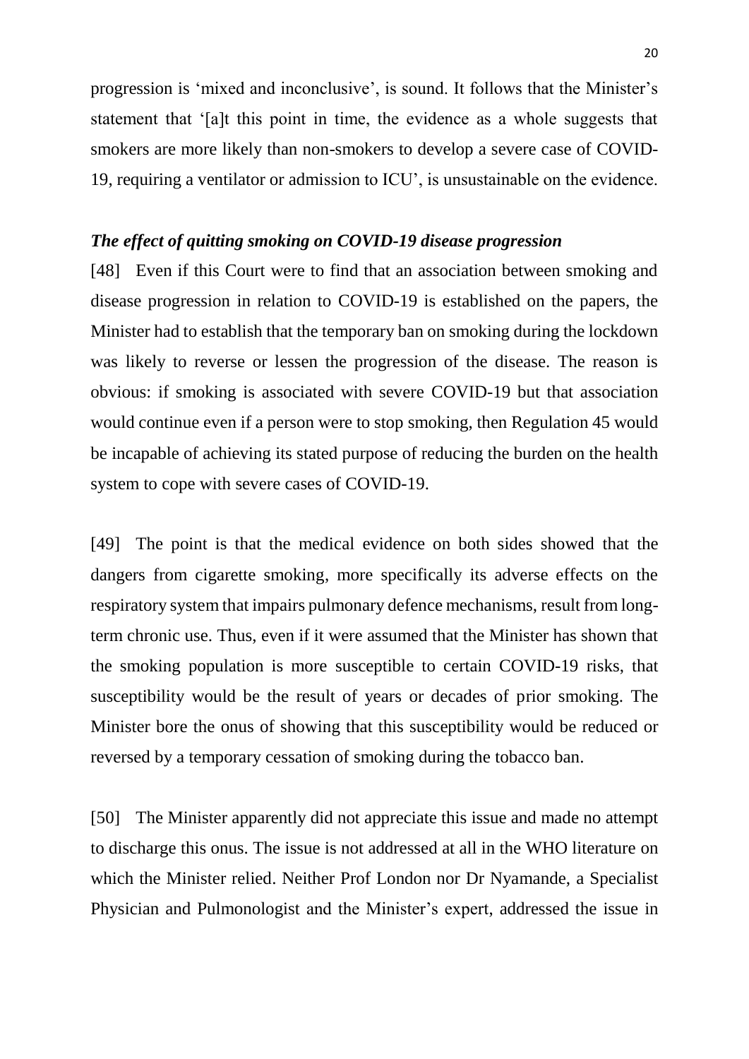progression is 'mixed and inconclusive', is sound. It follows that the Minister's statement that '[a]t this point in time, the evidence as a whole suggests that smokers are more likely than non-smokers to develop a severe case of COVID-19, requiring a ventilator or admission to ICU', is unsustainable on the evidence.

***The effect of quitting smoking on COVID-19 disease progression***

[48] Even if this Court were to find that an association between smoking and disease progression in relation to COVID-19 is established on the papers, the Minister had to establish that the temporary ban on smoking during the lockdown was likely to reverse or lessen the progression of the disease. The reason is obvious: if smoking is associated with severe COVID-19 but that association would continue even if a person were to stop smoking, then Regulation 45 would be incapable of achieving its stated purpose of reducing the burden on the health system to cope with severe cases of COVID-19.

[49] The point is that the medical evidence on both sides showed that the dangers from cigarette smoking, more specifically its adverse effects on the respiratory system that impairs pulmonary defence mechanisms, result from long-term chronic use. Thus, even if it were assumed that the Minister has shown that the smoking population is more susceptible to certain COVID-19 risks, that susceptibility would be the result of years or decades of prior smoking. The Minister bore the onus of showing that this susceptibility would be reduced or reversed by a temporary cessation of smoking during the tobacco ban.

[50] The Minister apparently did not appreciate this issue and made no attempt to discharge this onus. The issue is not addressed at all in the WHO literature on which the Minister relied. Neither Prof London nor Dr Nyamande, a Specialist Physician and Pulmonologist and the Minister's expert, addressed the issue in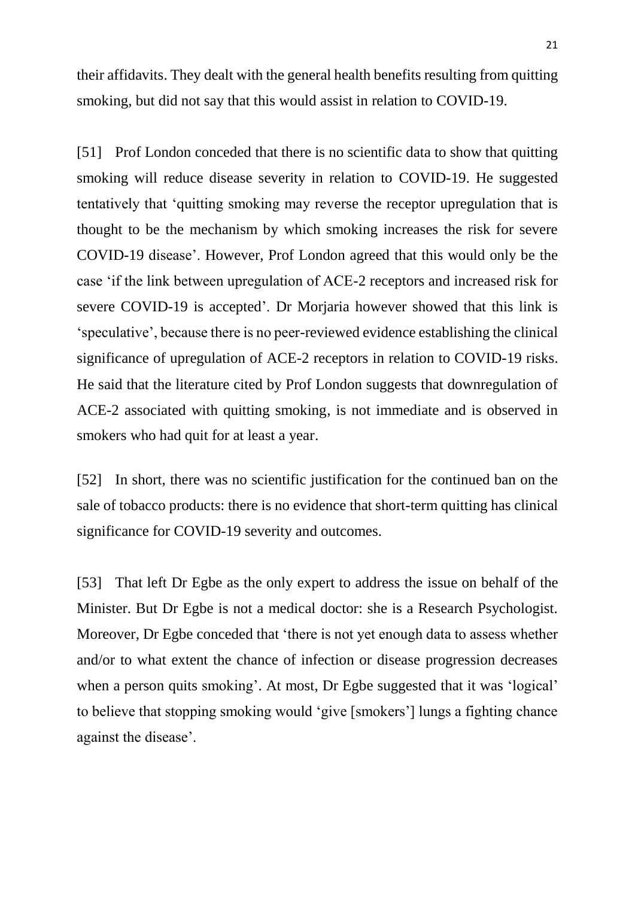their affidavits. They dealt with the general health benefits resulting from quitting smoking, but did not say that this would assist in relation to COVID-19.

[51] Prof London conceded that there is no scientific data to show that quitting smoking will reduce disease severity in relation to COVID-19. He suggested tentatively that 'quitting smoking may reverse the receptor upregulation that is thought to be the mechanism by which smoking increases the risk for severe COVID-19 disease'. However, Prof London agreed that this would only be the case 'if the link between upregulation of ACE-2 receptors and increased risk for severe COVID-19 is accepted'. Dr Morjaria however showed that this link is 'speculative', because there is no peer-reviewed evidence establishing the clinical significance of upregulation of ACE-2 receptors in relation to COVID-19 risks. He said that the literature cited by Prof London suggests that downregulation of ACE-2 associated with quitting smoking, is not immediate and is observed in smokers who had quit for at least a year.

[52] In short, there was no scientific justification for the continued ban on the sale of tobacco products: there is no evidence that short-term quitting has clinical significance for COVID-19 severity and outcomes.

[53] That left Dr Egbe as the only expert to address the issue on behalf of the Minister. But Dr Egbe is not a medical doctor: she is a Research Psychologist. Moreover, Dr Egbe conceded that 'there is not yet enough data to assess whether and/or to what extent the chance of infection or disease progression decreases when a person quits smoking'. At most, Dr Egbe suggested that it was 'logical' to believe that stopping smoking would 'give [smokers'] lungs a fighting chance against the disease'.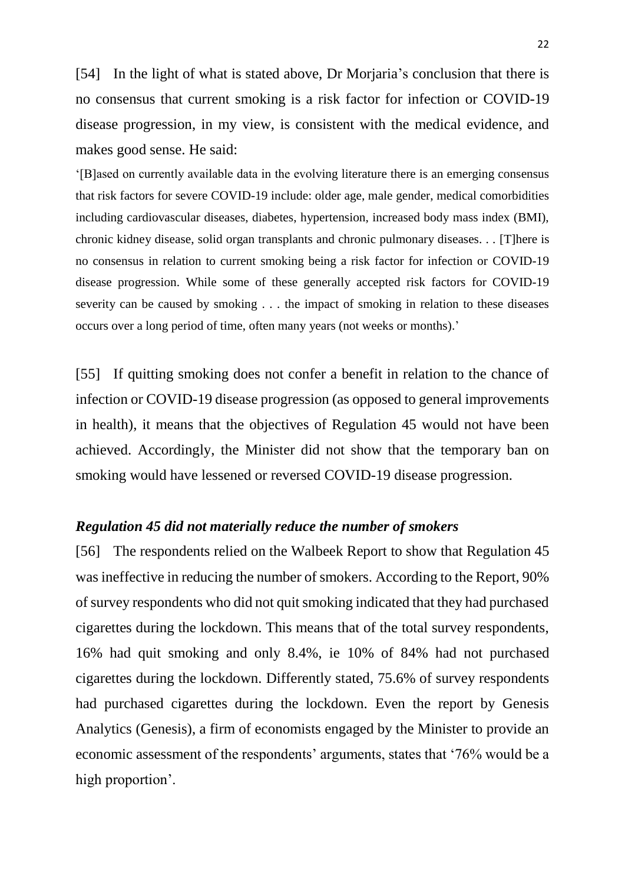[54] In the light of what is stated above, Dr Morjaria's conclusion that there is no consensus that current smoking is a risk factor for infection or COVID-19 disease progression, in my view, is consistent with the medical evidence, and makes good sense. He said:

> '[B]ased on currently available data in the evolving literature there is an emerging consensus that risk factors for severe COVID-19 include: older age, male gender, medical comorbidities including cardiovascular diseases, diabetes, hypertension, increased body mass index (BMI), chronic kidney disease, solid organ transplants and chronic pulmonary diseases. . . [T]here is no consensus in relation to current smoking being a risk factor for infection or COVID-19 disease progression. While some of these generally accepted risk factors for COVID-19 severity can be caused by smoking . . . the impact of smoking in relation to these diseases occurs over a long period of time, often many years (not weeks or months).'

[55] If quitting smoking does not confer a benefit in relation to the chance of infection or COVID-19 disease progression (as opposed to general improvements in health), it means that the objectives of Regulation 45 would not have been achieved. Accordingly, the Minister did not show that the temporary ban on smoking would have lessened or reversed COVID-19 disease progression.

### *Regulation 45 did not materially reduce the number of smokers*

[56] The respondents relied on the Walbeek Report to show that Regulation 45 was ineffective in reducing the number of smokers. According to the Report, 90% of survey respondents who did not quit smoking indicated that they had purchased cigarettes during the lockdown. This means that of the total survey respondents, 16% had quit smoking and only 8.4%, ie 10% of 84% had not purchased cigarettes during the lockdown. Differently stated, 75.6% of survey respondents had purchased cigarettes during the lockdown. Even the report by Genesis Analytics (Genesis), a firm of economists engaged by the Minister to provide an economic assessment of the respondents' arguments, states that '76% would be a high proportion'.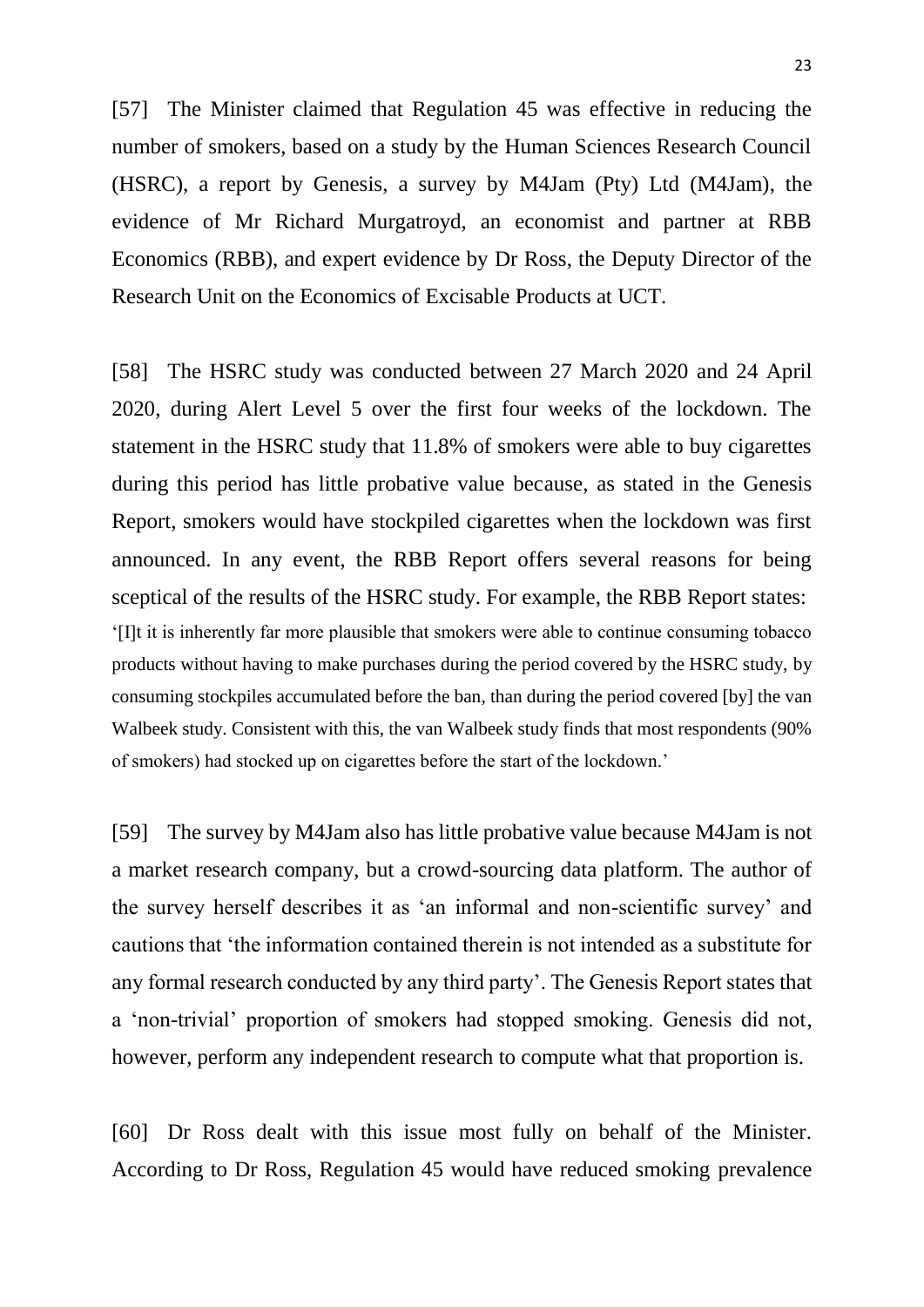[57] The Minister claimed that Regulation 45 was effective in reducing the number of smokers, based on a study by the Human Sciences Research Council (HSRC), a report by Genesis, a survey by M4Jam (Pty) Ltd (M4Jam), the evidence of Mr Richard Murgatroyd, an economist and partner at RBB Economics (RBB), and expert evidence by Dr Ross, the Deputy Director of the Research Unit on the Economics of Excisable Products at UCT.

[58] The HSRC study was conducted between 27 March 2020 and 24 April 2020, during Alert Level 5 over the first four weeks of the lockdown. The statement in the HSRC study that 11.8% of smokers were able to buy cigarettes during this period has little probative value because, as stated in the Genesis Report, smokers would have stockpiled cigarettes when the lockdown was first announced. In any event, the RBB Report offers several reasons for being sceptical of the results of the HSRC study. For example, the RBB Report states:

> '[I]t it is inherently far more plausible that smokers were able to continue consuming tobacco products without having to make purchases during the period covered by the HSRC study, by consuming stockpiles accumulated before the ban, than during the period covered [by] the van Walbeek study. Consistent with this, the van Walbeek study finds that most respondents (90% of smokers) had stocked up on cigarettes before the start of the lockdown.'

[59] The survey by M4Jam also has little probative value because M4Jam is not a market research company, but a crowd-sourcing data platform. The author of the survey herself describes it as 'an informal and non-scientific survey' and cautions that 'the information contained therein is not intended as a substitute for any formal research conducted by any third party'. The Genesis Report states that a 'non-trivial' proportion of smokers had stopped smoking. Genesis did not, however, perform any independent research to compute what that proportion is.

[60] Dr Ross dealt with this issue most fully on behalf of the Minister. According to Dr Ross, Regulation 45 would have reduced smoking prevalence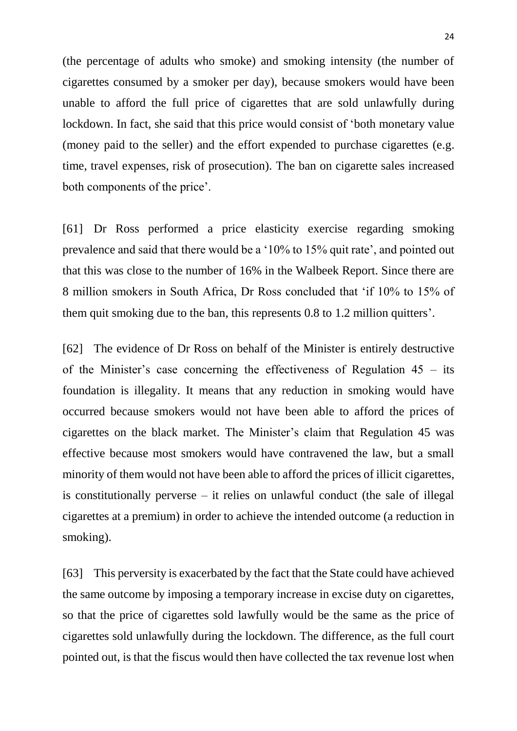(the percentage of adults who smoke) and smoking intensity (the number of cigarettes consumed by a smoker per day), because smokers would have been unable to afford the full price of cigarettes that are sold unlawfully during lockdown. In fact, she said that this price would consist of 'both monetary value (money paid to the seller) and the effort expended to purchase cigarettes (e.g. time, travel expenses, risk of prosecution). The ban on cigarette sales increased both components of the price'.

[61] Dr Ross performed a price elasticity exercise regarding smoking prevalence and said that there would be a '10% to 15% quit rate', and pointed out that this was close to the number of 16% in the Walbeek Report. Since there are 8 million smokers in South Africa, Dr Ross concluded that 'if 10% to 15% of them quit smoking due to the ban, this represents 0.8 to 1.2 million quitters'.

[62] The evidence of Dr Ross on behalf of the Minister is entirely destructive of the Minister's case concerning the effectiveness of Regulation 45 – its foundation is illegality. It means that any reduction in smoking would have occurred because smokers would not have been able to afford the prices of cigarettes on the black market. The Minister's claim that Regulation 45 was effective because most smokers would have contravened the law, but a small minority of them would not have been able to afford the prices of illicit cigarettes, is constitutionally perverse – it relies on unlawful conduct (the sale of illegal cigarettes at a premium) in order to achieve the intended outcome (a reduction in smoking).

[63] This perversity is exacerbated by the fact that the State could have achieved the same outcome by imposing a temporary increase in excise duty on cigarettes, so that the price of cigarettes sold lawfully would be the same as the price of cigarettes sold unlawfully during the lockdown. The difference, as the full court pointed out, is that the fiscus would then have collected the tax revenue lost when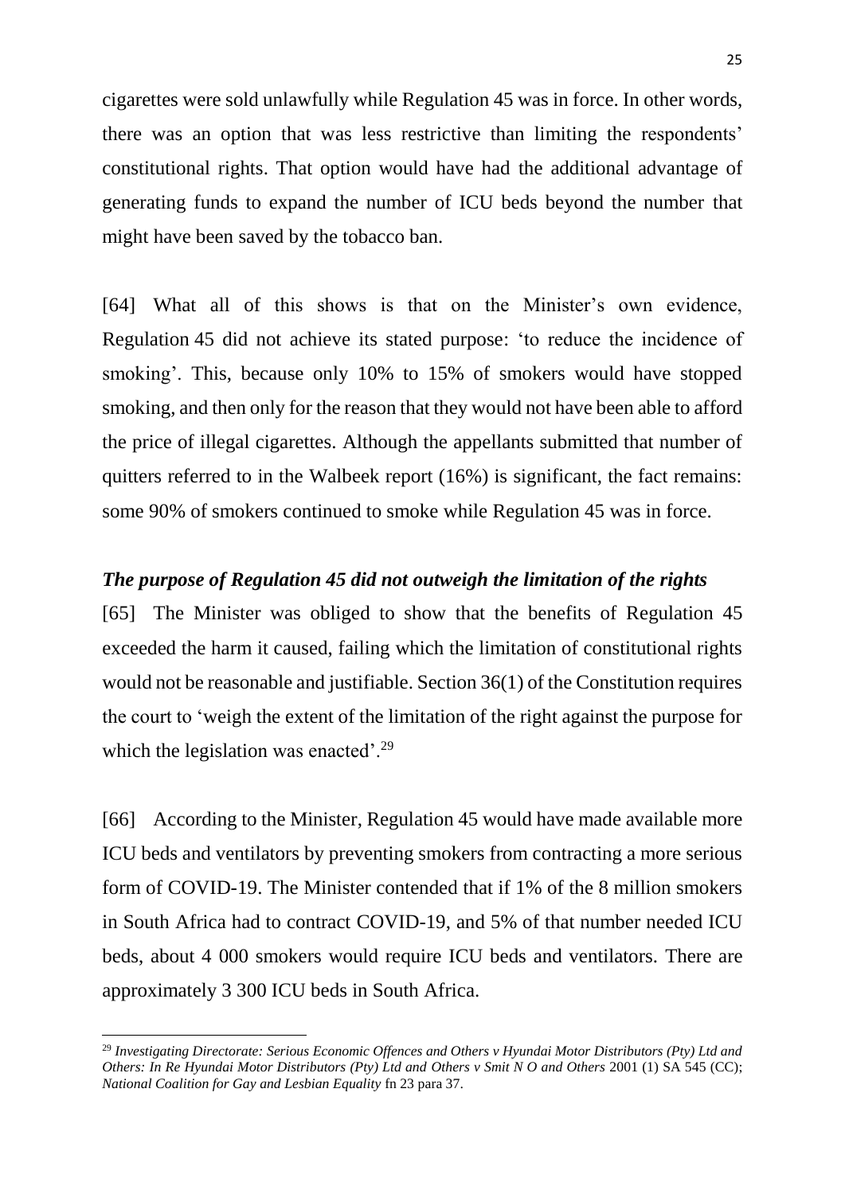cigarettes were sold unlawfully while Regulation 45 was in force. In other words, there was an option that was less restrictive than limiting the respondents' constitutional rights. That option would have had the additional advantage of generating funds to expand the number of ICU beds beyond the number that might have been saved by the tobacco ban.

[64] What all of this shows is that on the Minister's own evidence, Regulation 45 did not achieve its stated purpose: 'to reduce the incidence of smoking'. This, because only 10% to 15% of smokers would have stopped smoking, and then only for the reason that they would not have been able to afford the price of illegal cigarettes. Although the appellants submitted that number of quitters referred to in the Walbeek report (16%) is significant, the fact remains: some 90% of smokers continued to smoke while Regulation 45 was in force.

### *The purpose of Regulation 45 did not outweigh the limitation of the rights*

[65] The Minister was obliged to show that the benefits of Regulation 45 exceeded the harm it caused, failing which the limitation of constitutional rights would not be reasonable and justifiable. Section 36(1) of the Constitution requires the court to 'weigh the extent of the limitation of the right against the purpose for which the legislation was enacted'.[29]

[66] According to the Minister, Regulation 45 would have made available more ICU beds and ventilators by preventing smokers from contracting a more serious form of COVID-19. The Minister contended that if 1% of the 8 million smokers in South Africa had to contract COVID-19, and 5% of that number needed ICU beds, about 4 000 smokers would require ICU beds and ventilators. There are approximately 3 300 ICU beds in South Africa.

---

[29] *Investigating Directorate: Serious Economic Offences and Others v Hyundai Motor Distributors (Pty) Ltd and Others: In Re Hyundai Motor Distributors (Pty) Ltd and Others v Smit N O and Others* 2001 (1) SA 545 (CC); *National Coalition for Gay and Lesbian Equality* fn 23 para 37.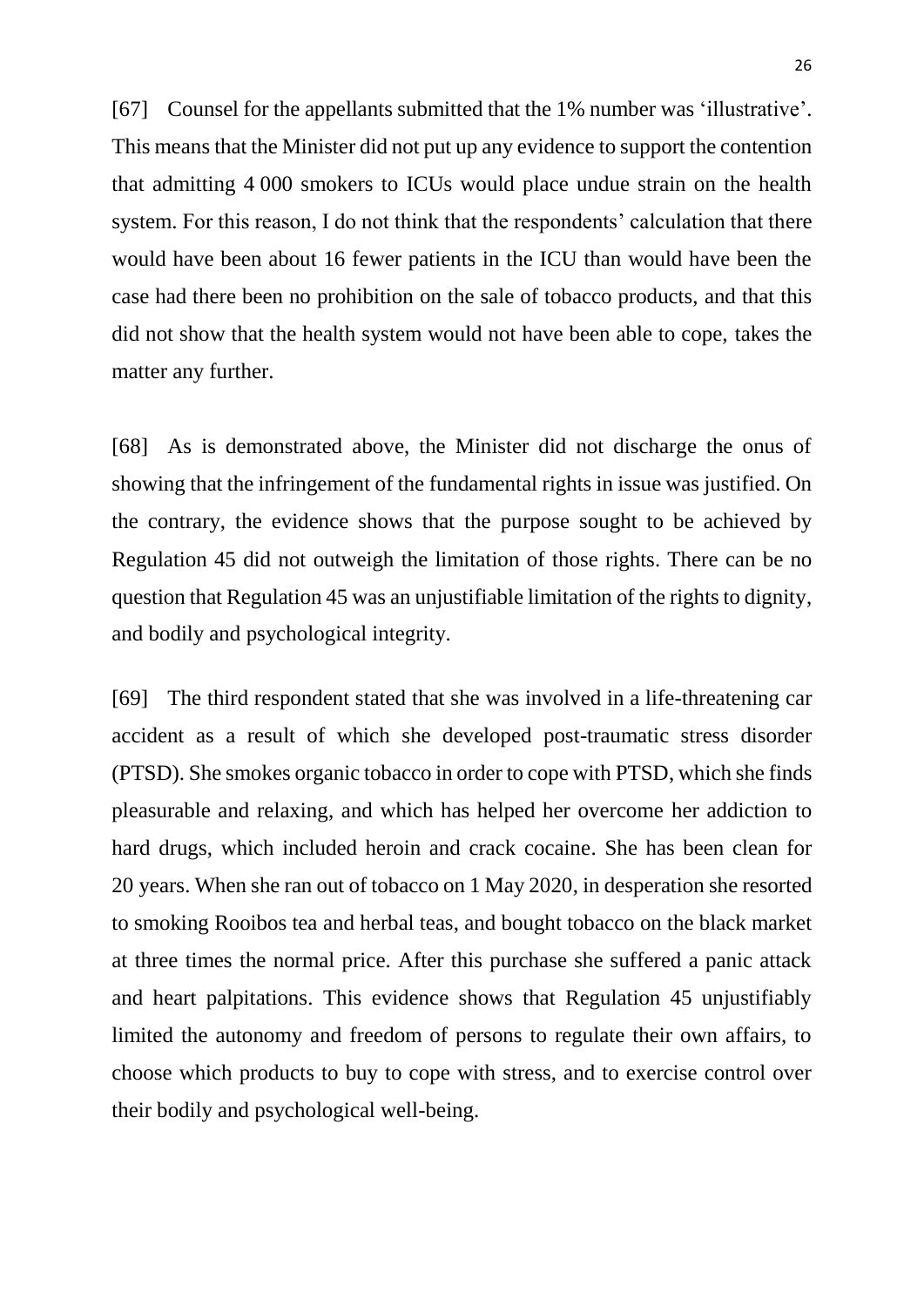[67] Counsel for the appellants submitted that the 1% number was 'illustrative'. This means that the Minister did not put up any evidence to support the contention that admitting 4 000 smokers to ICUs would place undue strain on the health system. For this reason, I do not think that the respondents' calculation that there would have been about 16 fewer patients in the ICU than would have been the case had there been no prohibition on the sale of tobacco products, and that this did not show that the health system would not have been able to cope, takes the matter any further.

[68] As is demonstrated above, the Minister did not discharge the onus of showing that the infringement of the fundamental rights in issue was justified. On the contrary, the evidence shows that the purpose sought to be achieved by Regulation 45 did not outweigh the limitation of those rights. There can be no question that Regulation 45 was an unjustifiable limitation of the rights to dignity, and bodily and psychological integrity.

[69] The third respondent stated that she was involved in a life-threatening car accident as a result of which she developed post-traumatic stress disorder (PTSD). She smokes organic tobacco in order to cope with PTSD, which she finds pleasurable and relaxing, and which has helped her overcome her addiction to hard drugs, which included heroin and crack cocaine. She has been clean for 20 years. When she ran out of tobacco on 1 May 2020, in desperation she resorted to smoking Rooibos tea and herbal teas, and bought tobacco on the black market at three times the normal price. After this purchase she suffered a panic attack and heart palpitations. This evidence shows that Regulation 45 unjustifiably limited the autonomy and freedom of persons to regulate their own affairs, to choose which products to buy to cope with stress, and to exercise control over their bodily and psychological well-being.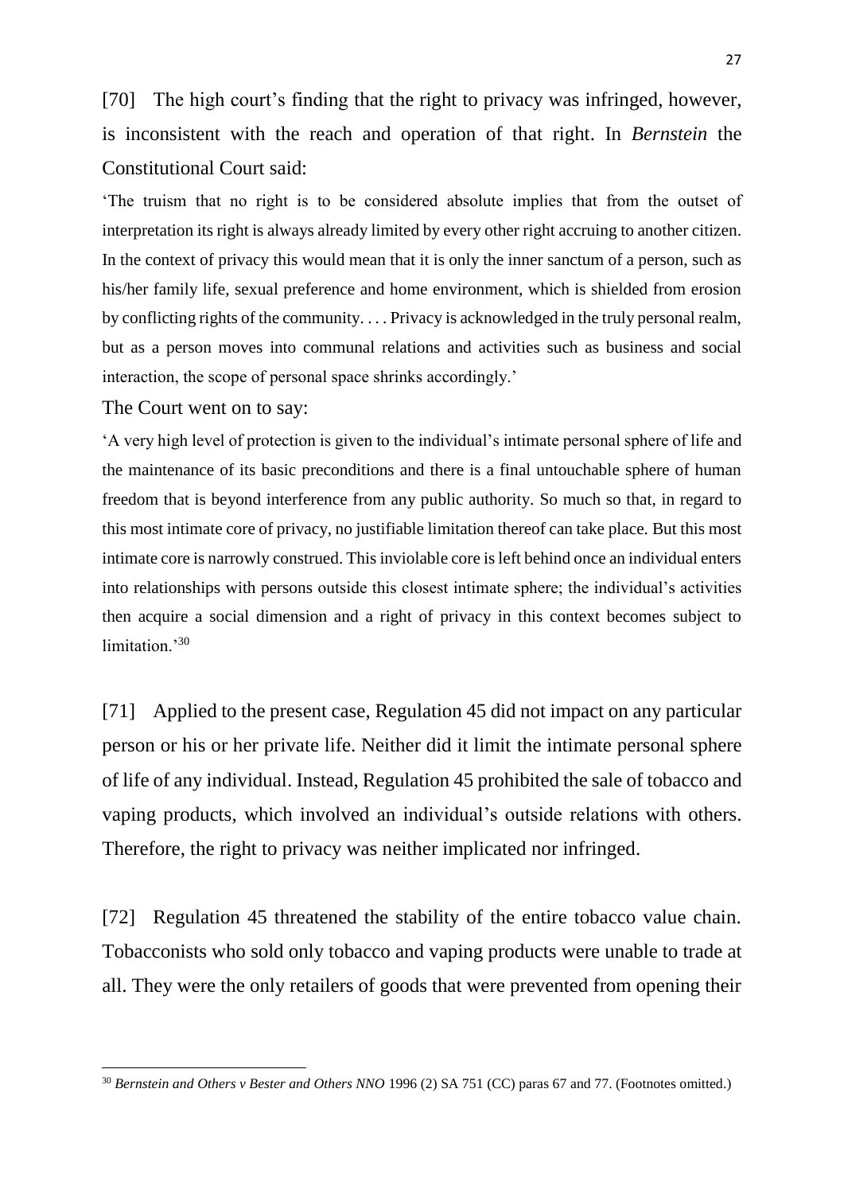[70] The high court's finding that the right to privacy was infringed, however, is inconsistent with the reach and operation of that right. In *Bernstein* the Constitutional Court said:

> 'The truism that no right is to be considered absolute implies that from the outset of interpretation its right is always already limited by every other right accruing to another citizen. In the context of privacy this would mean that it is only the inner sanctum of a person, such as his/her family life, sexual preference and home environment, which is shielded from erosion by conflicting rights of the community. . . . Privacy is acknowledged in the truly personal realm, but as a person moves into communal relations and activities such as business and social interaction, the scope of personal space shrinks accordingly.'

The Court went on to say:

> 'A very high level of protection is given to the individual's intimate personal sphere of life and the maintenance of its basic preconditions and there is a final untouchable sphere of human freedom that is beyond interference from any public authority. So much so that, in regard to this most intimate core of privacy, no justifiable limitation thereof can take place. But this most intimate core is narrowly construed. This inviolable core is left behind once an individual enters into relationships with persons outside this closest intimate sphere; the individual's activities then acquire a social dimension and a right of privacy in this context becomes subject to limitation.'[30]

[71] Applied to the present case, Regulation 45 did not impact on any particular person or his or her private life. Neither did it limit the intimate personal sphere of life of any individual. Instead, Regulation 45 prohibited the sale of tobacco and vaping products, which involved an individual's outside relations with others. Therefore, the right to privacy was neither implicated nor infringed.

[72] Regulation 45 threatened the stability of the entire tobacco value chain. Tobacconists who sold only tobacco and vaping products were unable to trade at all. They were the only retailers of goods that were prevented from opening their

---

[30] *Bernstein and Others v Bester and Others NNO* 1996 (2) SA 751 (CC) paras 67 and 77. (Footnotes omitted.)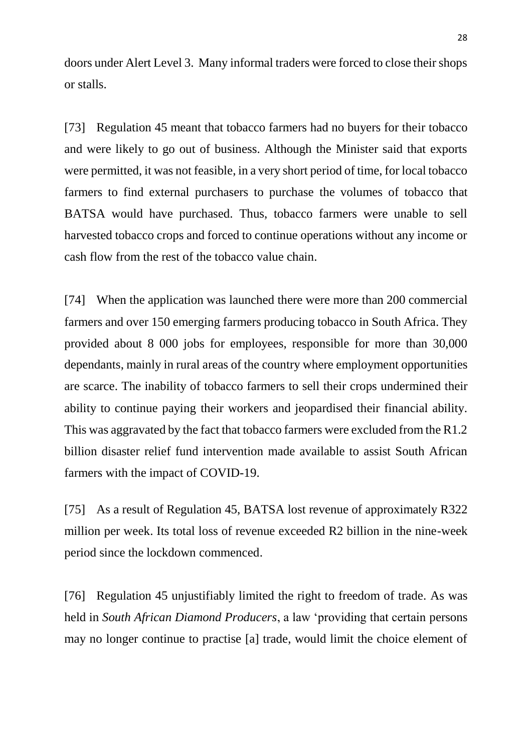doors under Alert Level 3. Many informal traders were forced to close their shops or stalls.

[73] Regulation 45 meant that tobacco farmers had no buyers for their tobacco and were likely to go out of business. Although the Minister said that exports were permitted, it was not feasible, in a very short period of time, for local tobacco farmers to find external purchasers to purchase the volumes of tobacco that BATSA would have purchased. Thus, tobacco farmers were unable to sell harvested tobacco crops and forced to continue operations without any income or cash flow from the rest of the tobacco value chain.

[74] When the application was launched there were more than 200 commercial farmers and over 150 emerging farmers producing tobacco in South Africa. They provided about 8 000 jobs for employees, responsible for more than 30,000 dependants, mainly in rural areas of the country where employment opportunities are scarce. The inability of tobacco farmers to sell their crops undermined their ability to continue paying their workers and jeopardised their financial ability. This was aggravated by the fact that tobacco farmers were excluded from the R1.2 billion disaster relief fund intervention made available to assist South African farmers with the impact of COVID-19.

[75] As a result of Regulation 45, BATSA lost revenue of approximately R322 million per week. Its total loss of revenue exceeded R2 billion in the nine-week period since the lockdown commenced.

[76] Regulation 45 unjustifiably limited the right to freedom of trade. As was held in *South African Diamond Producers*, a law 'providing that certain persons may no longer continue to practise [a] trade, would limit the choice element of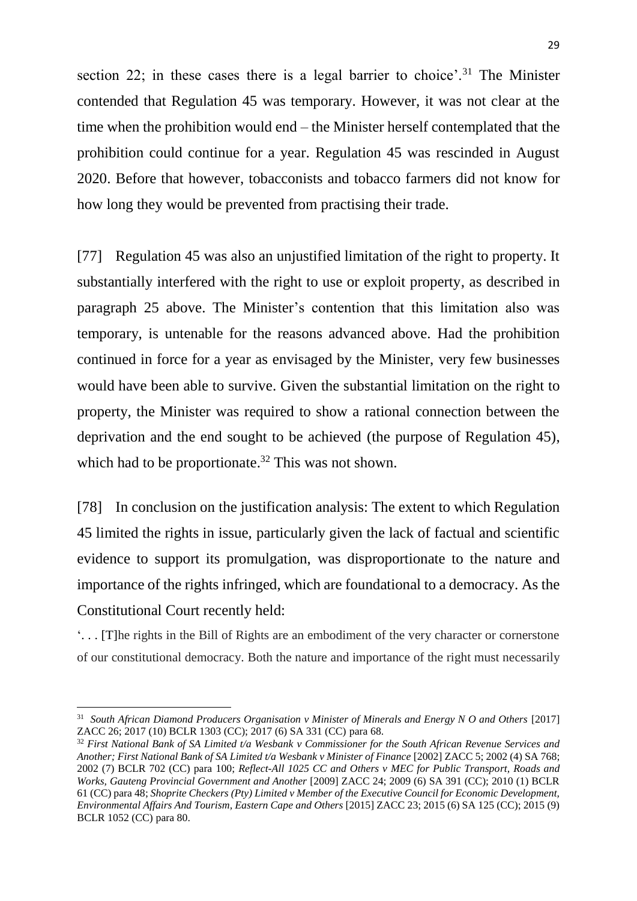section 22; in these cases there is a legal barrier to choice'.[31] The Minister contended that Regulation 45 was temporary. However, it was not clear at the time when the prohibition would end – the Minister herself contemplated that the prohibition could continue for a year. Regulation 45 was rescinded in August 2020. Before that however, tobacconists and tobacco farmers did not know for how long they would be prevented from practising their trade.

[77] Regulation 45 was also an unjustified limitation of the right to property. It substantially interfered with the right to use or exploit property, as described in paragraph 25 above. The Minister's contention that this limitation also was temporary, is untenable for the reasons advanced above. Had the prohibition continued in force for a year as envisaged by the Minister, very few businesses would have been able to survive. Given the substantial limitation on the right to property, the Minister was required to show a rational connection between the deprivation and the end sought to be achieved (the purpose of Regulation 45), which had to be proportionate.[32] This was not shown.

[78] In conclusion on the justification analysis: The extent to which Regulation 45 limited the rights in issue, particularly given the lack of factual and scientific evidence to support its promulgation, was disproportionate to the nature and importance of the rights infringed, which are foundational to a democracy. As the Constitutional Court recently held:

'. . . [T]he rights in the Bill of Rights are an embodiment of the very character or cornerstone of our constitutional democracy. Both the nature and importance of the right must necessarily

---

[31] *South African Diamond Producers Organisation v Minister of Minerals and Energy N O and Others* [2017] ZACC 26; 2017 (10) BCLR 1303 (CC); 2017 (6) SA 331 (CC) para 68.

[32] *First National Bank of SA Limited t/a Wesbank v Commissioner for the South African Revenue Services and Another; First National Bank of SA Limited t/a Wesbank v Minister of Finance* [2002] ZACC 5; 2002 (4) SA 768; 2002 (7) BCLR 702 (CC) para 100; *Reflect-All 1025 CC and Others v MEC for Public Transport, Roads and Works, Gauteng Provincial Government and Another* [2009] ZACC 24; 2009 (6) SA 391 (CC); 2010 (1) BCLR 61 (CC) para 48; *Shoprite Checkers (Pty) Limited v Member of the Executive Council for Economic Development, Environmental Affairs And Tourism, Eastern Cape and Others* [2015] ZACC 23; 2015 (6) SA 125 (CC); 2015 (9) BCLR 1052 (CC) para 80.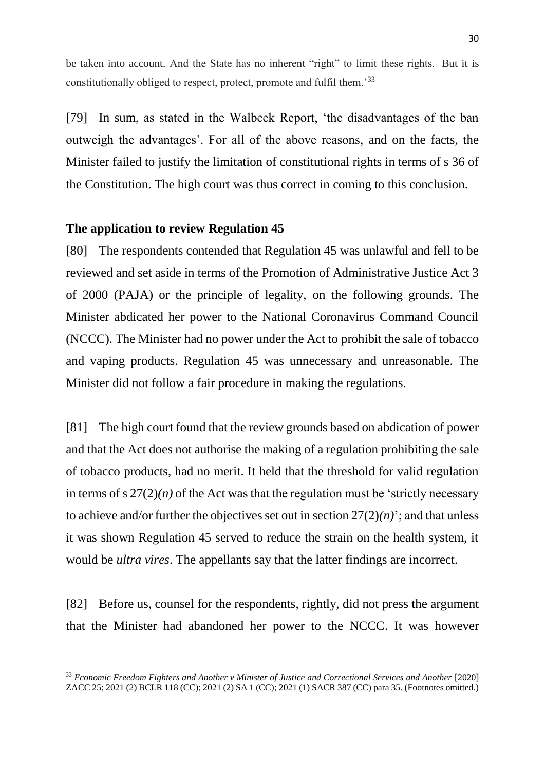be taken into account. And the State has no inherent "right" to limit these rights. But it is constitutionally obliged to respect, protect, promote and fulfil them.'[33]

[79] In sum, as stated in the Walbeek Report, 'the disadvantages of the ban outweigh the advantages'. For all of the above reasons, and on the facts, the Minister failed to justify the limitation of constitutional rights in terms of s 36 of the Constitution. The high court was thus correct in coming to this conclusion.

**The application to review Regulation 45**

[80] The respondents contended that Regulation 45 was unlawful and fell to be reviewed and set aside in terms of the Promotion of Administrative Justice Act 3 of 2000 (PAJA) or the principle of legality, on the following grounds. The Minister abdicated her power to the National Coronavirus Command Council (NCCC). The Minister had no power under the Act to prohibit the sale of tobacco and vaping products. Regulation 45 was unnecessary and unreasonable. The Minister did not follow a fair procedure in making the regulations.

[81] The high court found that the review grounds based on abdication of power and that the Act does not authorise the making of a regulation prohibiting the sale of tobacco products, had no merit. It held that the threshold for valid regulation in terms of s 27(2)*(n)* of the Act was that the regulation must be 'strictly necessary to achieve and/or further the objectives set out in section 27(2)*(n)*'; and that unless it was shown Regulation 45 served to reduce the strain on the health system, it would be *ultra vires*. The appellants say that the latter findings are incorrect.

[82] Before us, counsel for the respondents, rightly, did not press the argument that the Minister had abandoned her power to the NCCC. It was however

---

[33] *Economic Freedom Fighters and Another v Minister of Justice and Correctional Services and Another* [2020] ZACC 25; 2021 (2) BCLR 118 (CC); 2021 (2) SA 1 (CC); 2021 (1) SACR 387 (CC) para 35. (Footnotes omitted.)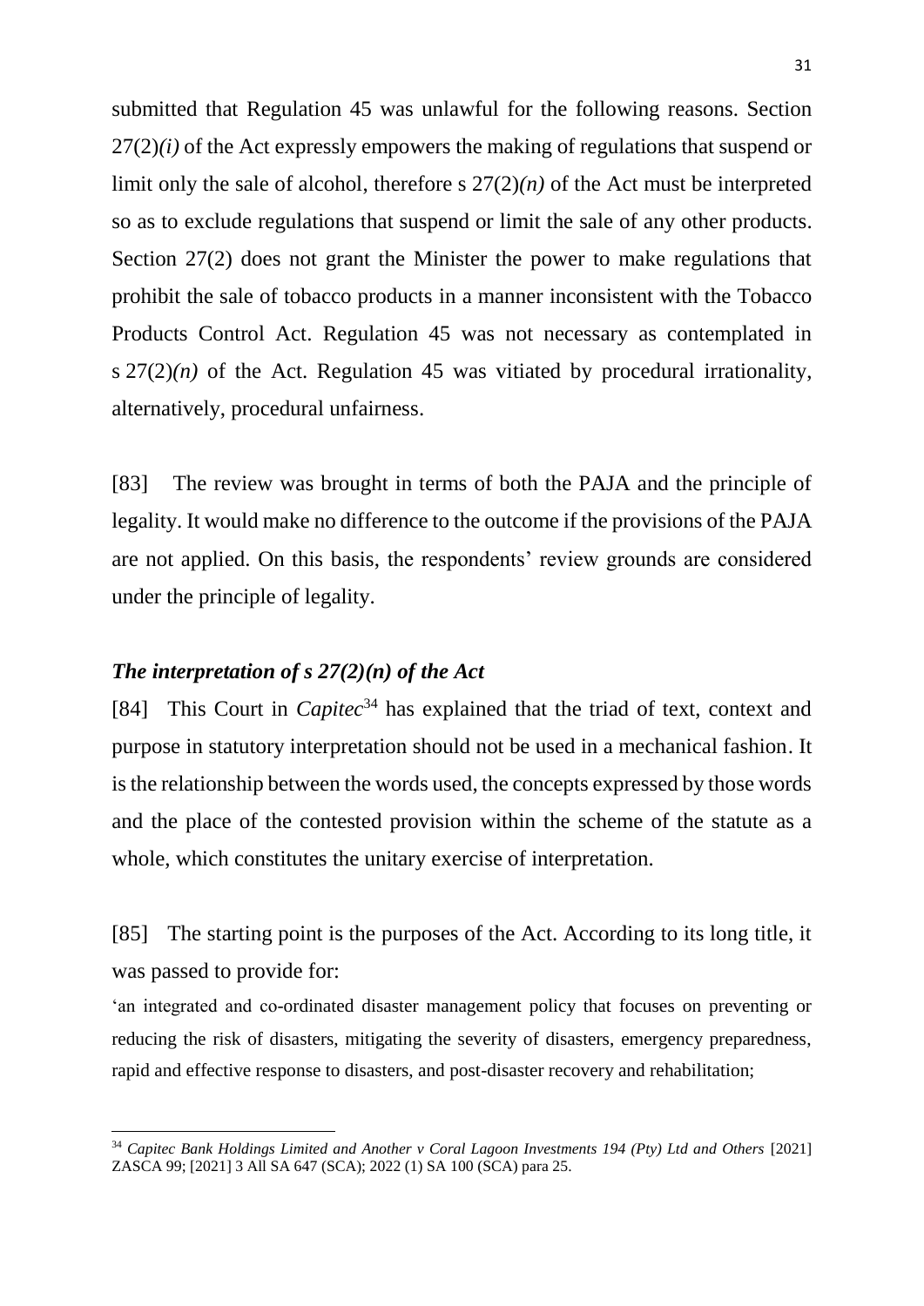submitted that Regulation 45 was unlawful for the following reasons. Section 27(2)*(i)* of the Act expressly empowers the making of regulations that suspend or limit only the sale of alcohol, therefore s 27(2)*(n)* of the Act must be interpreted so as to exclude regulations that suspend or limit the sale of any other products. Section 27(2) does not grant the Minister the power to make regulations that prohibit the sale of tobacco products in a manner inconsistent with the Tobacco Products Control Act. Regulation 45 was not necessary as contemplated in s 27(2)*(n)* of the Act. Regulation 45 was vitiated by procedural irrationality, alternatively, procedural unfairness.

[83] The review was brought in terms of both the PAJA and the principle of legality. It would make no difference to the outcome if the provisions of the PAJA are not applied. On this basis, the respondents' review grounds are considered under the principle of legality.

### *The interpretation of s 27(2)(n) of the Act*

[84] This Court in *Capitec*[34] has explained that the triad of text, context and purpose in statutory interpretation should not be used in a mechanical fashion. It is the relationship between the words used, the concepts expressed by those words and the place of the contested provision within the scheme of the statute as a whole, which constitutes the unitary exercise of interpretation.

[85] The starting point is the purposes of the Act. According to its long title, it was passed to provide for:

'an integrated and co-ordinated disaster management policy that focuses on preventing or reducing the risk of disasters, mitigating the severity of disasters, emergency preparedness, rapid and effective response to disasters, and post-disaster recovery and rehabilitation;

---

[34] *Capitec Bank Holdings Limited and Another v Coral Lagoon Investments 194 (Pty) Ltd and Others* [2021] ZASCA 99; [2021] 3 All SA 647 (SCA); 2022 (1) SA 100 (SCA) para 25.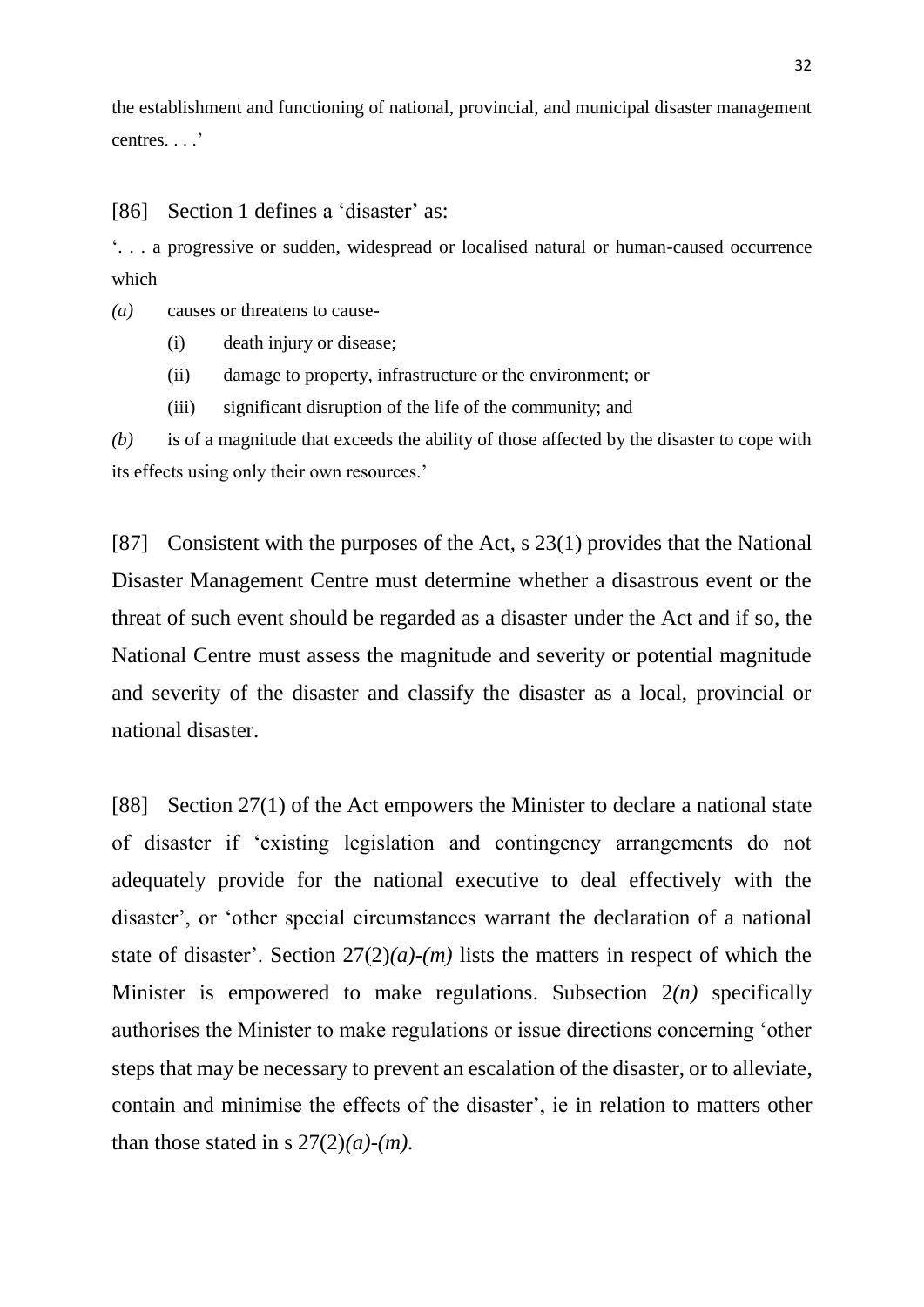the establishment and functioning of national, provincial, and municipal disaster management centres. . . .'

[86] Section 1 defines a 'disaster' as:

'. . . a progressive or sudden, widespread or localised natural or human-caused occurrence which

*(a)* causes or threatens to cause-

(i) death injury or disease;

(ii) damage to property, infrastructure or the environment; or

(iii) significant disruption of the life of the community; and

*(b)* is of a magnitude that exceeds the ability of those affected by the disaster to cope with its effects using only their own resources.'

[87] Consistent with the purposes of the Act, s 23(1) provides that the National Disaster Management Centre must determine whether a disastrous event or the threat of such event should be regarded as a disaster under the Act and if so, the National Centre must assess the magnitude and severity or potential magnitude and severity of the disaster and classify the disaster as a local, provincial or national disaster.

[88] Section 27(1) of the Act empowers the Minister to declare a national state of disaster if 'existing legislation and contingency arrangements do not adequately provide for the national executive to deal effectively with the disaster', or 'other special circumstances warrant the declaration of a national state of disaster'. Section 27(2)*(a)*-*(m)* lists the matters in respect of which the Minister is empowered to make regulations. Subsection 2*(n)* specifically authorises the Minister to make regulations or issue directions concerning 'other steps that may be necessary to prevent an escalation of the disaster, or to alleviate, contain and minimise the effects of the disaster', ie in relation to matters other than those stated in s 27(2)*(a)*-*(m)*.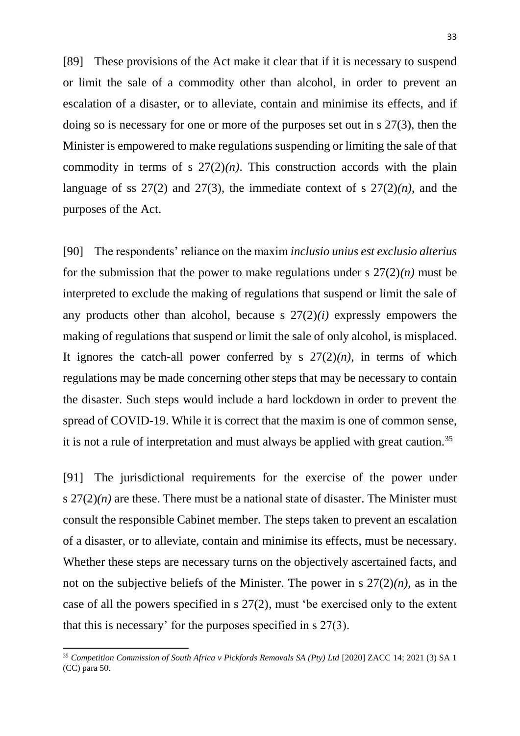[89] These provisions of the Act make it clear that if it is necessary to suspend or limit the sale of a commodity other than alcohol, in order to prevent an escalation of a disaster, or to alleviate, contain and minimise its effects, and if doing so is necessary for one or more of the purposes set out in s 27(3), then the Minister is empowered to make regulations suspending or limiting the sale of that commodity in terms of s 27(2)*(n)*. This construction accords with the plain language of ss 27(2) and 27(3), the immediate context of s 27(2)*(n)*, and the purposes of the Act.

[90] The respondents' reliance on the maxim *inclusio unius est exclusio alterius* for the submission that the power to make regulations under s 27(2)*(n)* must be interpreted to exclude the making of regulations that suspend or limit the sale of any products other than alcohol, because s 27(2)*(i)* expressly empowers the making of regulations that suspend or limit the sale of only alcohol, is misplaced. It ignores the catch-all power conferred by s 27(2)*(n)*, in terms of which regulations may be made concerning other steps that may be necessary to contain the disaster. Such steps would include a hard lockdown in order to prevent the spread of COVID-19. While it is correct that the maxim is one of common sense, it is not a rule of interpretation and must always be applied with great caution.[35]

[91] The jurisdictional requirements for the exercise of the power under s 27(2)*(n)* are these. There must be a national state of disaster. The Minister must consult the responsible Cabinet member. The steps taken to prevent an escalation of a disaster, or to alleviate, contain and minimise its effects, must be necessary. Whether these steps are necessary turns on the objectively ascertained facts, and not on the subjective beliefs of the Minister. The power in s 27(2)*(n)*, as in the case of all the powers specified in s 27(2), must 'be exercised only to the extent that this is necessary' for the purposes specified in s 27(3).

---

[35] *Competition Commission of South Africa v Pickfords Removals SA (Pty) Ltd* [2020] ZACC 14; 2021 (3) SA 1 (CC) para 50.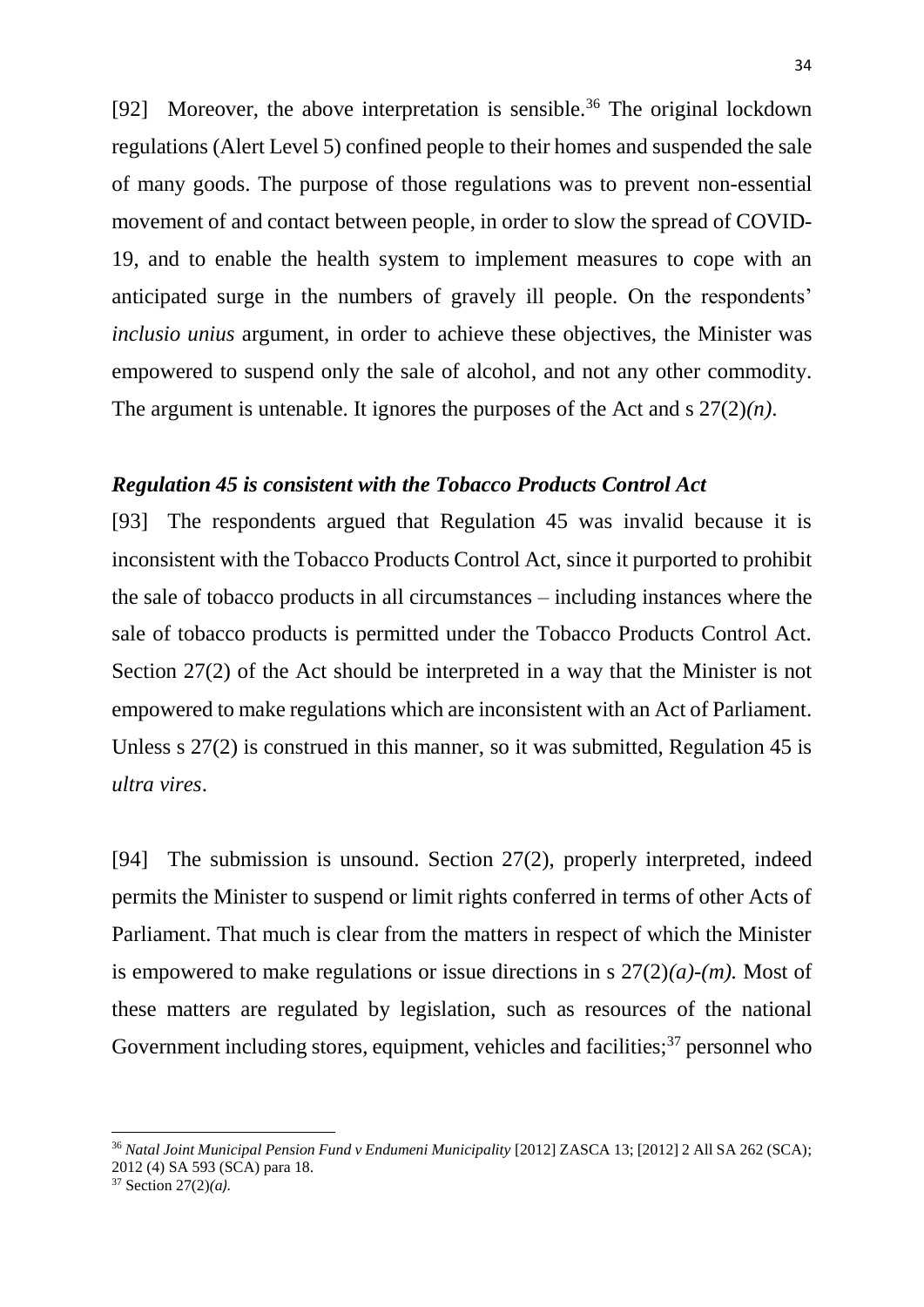[92] Moreover, the above interpretation is sensible.[36] The original lockdown regulations (Alert Level 5) confined people to their homes and suspended the sale of many goods. The purpose of those regulations was to prevent non-essential movement of and contact between people, in order to slow the spread of COVID-19, and to enable the health system to implement measures to cope with an anticipated surge in the numbers of gravely ill people. On the respondents' *inclusio unius* argument, in order to achieve these objectives, the Minister was empowered to suspend only the sale of alcohol, and not any other commodity. The argument is untenable. It ignores the purposes of the Act and s 27(2)*(n)*.

### *Regulation 45 is consistent with the Tobacco Products Control Act*

[93] The respondents argued that Regulation 45 was invalid because it is inconsistent with the Tobacco Products Control Act, since it purported to prohibit the sale of tobacco products in all circumstances – including instances where the sale of tobacco products is permitted under the Tobacco Products Control Act. Section 27(2) of the Act should be interpreted in a way that the Minister is not empowered to make regulations which are inconsistent with an Act of Parliament. Unless s 27(2) is construed in this manner, so it was submitted, Regulation 45 is *ultra vires*.

[94] The submission is unsound. Section 27(2), properly interpreted, indeed permits the Minister to suspend or limit rights conferred in terms of other Acts of Parliament. That much is clear from the matters in respect of which the Minister is empowered to make regulations or issue directions in s 27(2)*(a)*-*(m)*. Most of these matters are regulated by legislation, such as resources of the national Government including stores, equipment, vehicles and facilities;[37] personnel who

---

[36] *Natal Joint Municipal Pension Fund v Endumeni Municipality* [2012] ZASCA 13; [2012] 2 All SA 262 (SCA); 2012 (4) SA 593 (SCA) para 18.

[37] Section 27(2)*(a)*.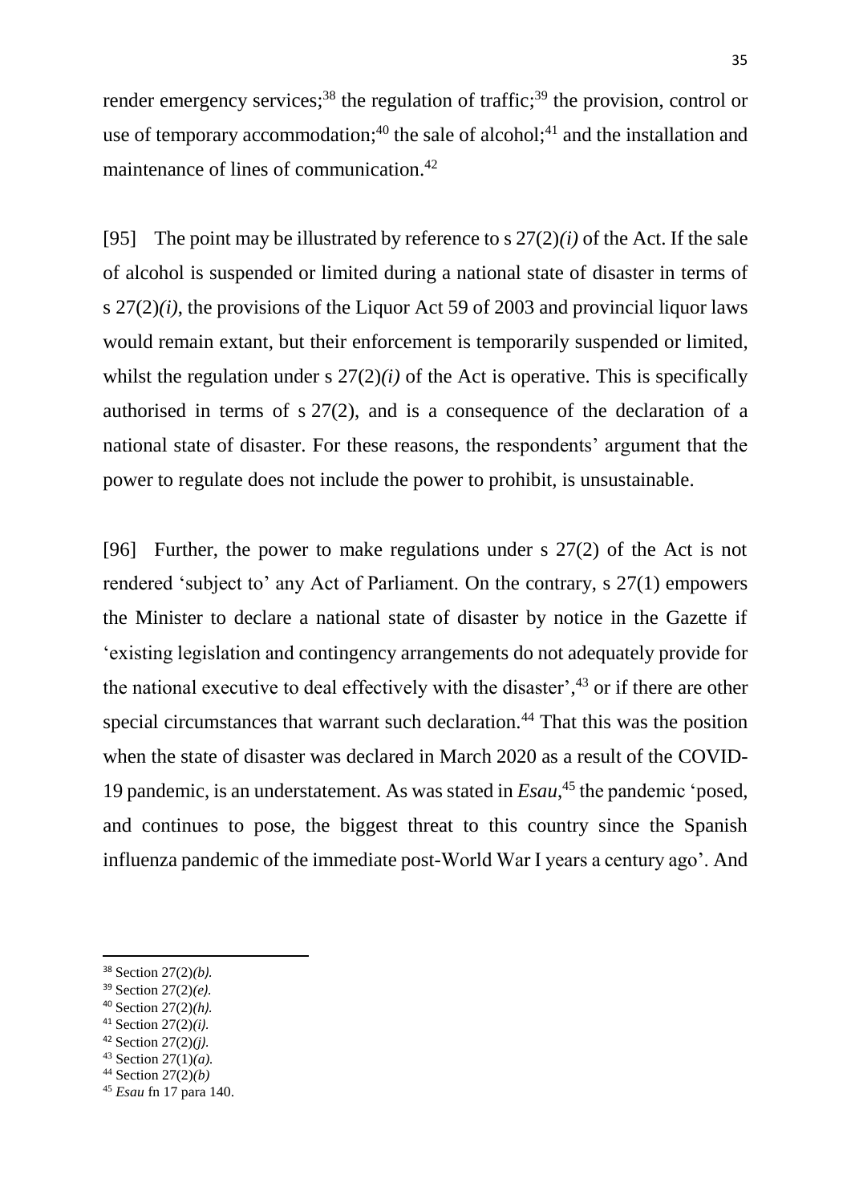render emergency services;[38] the regulation of traffic;[39] the provision, control or use of temporary accommodation;[40] the sale of alcohol;[41] and the installation and maintenance of lines of communication.[42]

[95] The point may be illustrated by reference to s 27(2)*(i)* of the Act. If the sale of alcohol is suspended or limited during a national state of disaster in terms of s 27(2)*(i)*, the provisions of the Liquor Act 59 of 2003 and provincial liquor laws would remain extant, but their enforcement is temporarily suspended or limited, whilst the regulation under s 27(2)*(i)* of the Act is operative. This is specifically authorised in terms of s 27(2), and is a consequence of the declaration of a national state of disaster. For these reasons, the respondents' argument that the power to regulate does not include the power to prohibit, is unsustainable.

[96] Further, the power to make regulations under s 27(2) of the Act is not rendered 'subject to' any Act of Parliament. On the contrary, s 27(1) empowers the Minister to declare a national state of disaster by notice in the Gazette if 'existing legislation and contingency arrangements do not adequately provide for the national executive to deal effectively with the disaster',[43] or if there are other special circumstances that warrant such declaration.[44] That this was the position when the state of disaster was declared in March 2020 as a result of the COVID-19 pandemic, is an understatement. As was stated in *Esau*,[45] the pandemic 'posed, and continues to pose, the biggest threat to this country since the Spanish influenza pandemic of the immediate post-World War I years a century ago'. And

---

[38] Section 27(2)*(b).*
[39] Section 27(2)*(e).*
[40] Section 27(2)*(h).*
[41] Section 27(2)*(i).*
[42] Section 27(2)*(j).*
[43] Section 27(1)*(a).*
[44] Section 27(2)*(b)*
[45] *Esau* fn 17 para 140.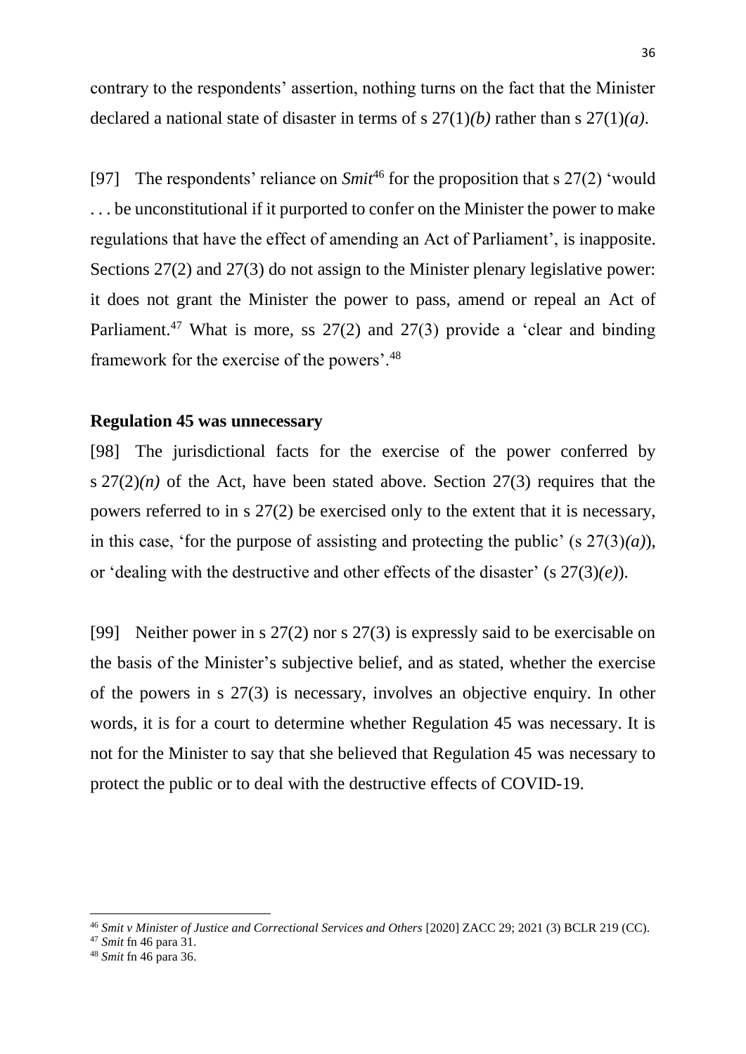contrary to the respondents' assertion, nothing turns on the fact that the Minister declared a national state of disaster in terms of s 27(1)*(b)* rather than s 27(1)*(a)*.

[97] The respondents' reliance on *Smit*[46] for the proposition that s 27(2) 'would . . . be unconstitutional if it purported to confer on the Minister the power to make regulations that have the effect of amending an Act of Parliament', is inapposite. Sections 27(2) and 27(3) do not assign to the Minister plenary legislative power: it does not grant the Minister the power to pass, amend or repeal an Act of Parliament.[47] What is more, ss 27(2) and 27(3) provide a 'clear and binding framework for the exercise of the powers'.[48]

**Regulation 45 was unnecessary**

[98] The jurisdictional facts for the exercise of the power conferred by s 27(2)*(n)* of the Act, have been stated above. Section 27(3) requires that the powers referred to in s 27(2) be exercised only to the extent that it is necessary, in this case, 'for the purpose of assisting and protecting the public' (s 27(3)*(a)*), or 'dealing with the destructive and other effects of the disaster' (s 27(3)*(e)*).

[99] Neither power in s 27(2) nor s 27(3) is expressly said to be exercisable on the basis of the Minister's subjective belief, and as stated, whether the exercise of the powers in s 27(3) is necessary, involves an objective enquiry. In other words, it is for a court to determine whether Regulation 45 was necessary. It is not for the Minister to say that she believed that Regulation 45 was necessary to protect the public or to deal with the destructive effects of COVID-19.

[46] *Smit v Minister of Justice and Correctional Services and Others* [2020] ZACC 29; 2021 (3) BCLR 219 (CC).

[47] *Smit* fn 46 para 31.

[48] *Smit* fn 46 para 36.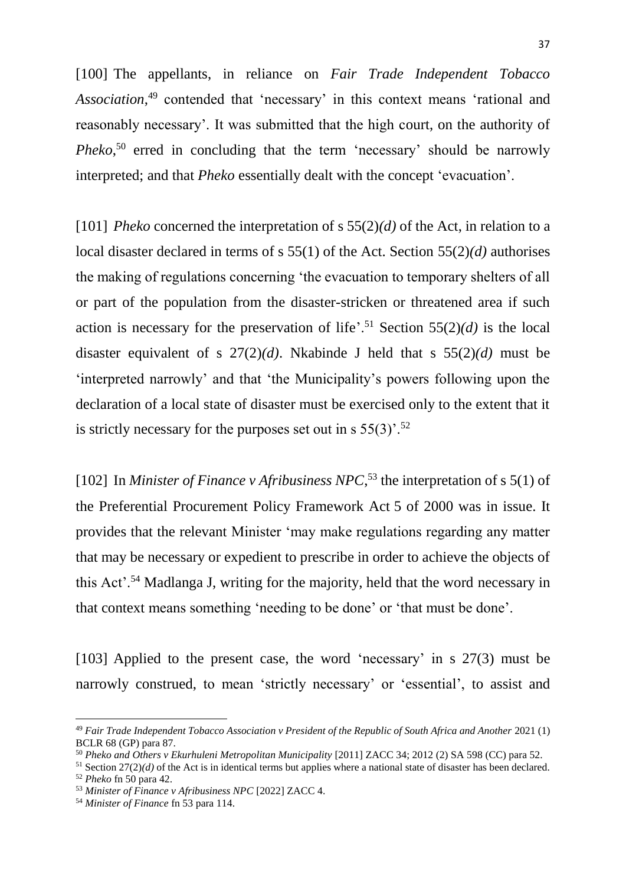[100] The appellants, in reliance on *Fair Trade Independent Tobacco Association*,[49] contended that 'necessary' in this context means 'rational and reasonably necessary'. It was submitted that the high court, on the authority of *Pheko*,[50] erred in concluding that the term 'necessary' should be narrowly interpreted; and that *Pheko* essentially dealt with the concept 'evacuation'.

[101] *Pheko* concerned the interpretation of s 55(2)*(d)* of the Act, in relation to a local disaster declared in terms of s 55(1) of the Act. Section 55(2)*(d)* authorises the making of regulations concerning 'the evacuation to temporary shelters of all or part of the population from the disaster-stricken or threatened area if such action is necessary for the preservation of life'.[51] Section 55(2)*(d)* is the local disaster equivalent of s 27(2)*(d)*. Nkabinde J held that s 55(2)*(d)* must be 'interpreted narrowly' and that 'the Municipality's powers following upon the declaration of a local state of disaster must be exercised only to the extent that it is strictly necessary for the purposes set out in s 55(3)'.[52]

[102] In *Minister of Finance v Afribusiness NPC*,[53] the interpretation of s 5(1) of the Preferential Procurement Policy Framework Act 5 of 2000 was in issue. It provides that the relevant Minister 'may make regulations regarding any matter that may be necessary or expedient to prescribe in order to achieve the objects of this Act'.[54] Madlanga J, writing for the majority, held that the word necessary in that context means something 'needing to be done' or 'that must be done'.

[103] Applied to the present case, the word 'necessary' in s 27(3) must be narrowly construed, to mean 'strictly necessary' or 'essential', to assist and

---

[49] *Fair Trade Independent Tobacco Association v President of the Republic of South Africa and Another* 2021 (1) BCLR 68 (GP) para 87.

[50] *Pheko and Others v Ekurhuleni Metropolitan Municipality* [2011] ZACC 34; 2012 (2) SA 598 (CC) para 52.

[51] Section 27(2)*(d)* of the Act is in identical terms but applies where a national state of disaster has been declared.

[52] *Pheko* fn 50 para 42.

[53] *Minister of Finance v Afribusiness NPC* [2022] ZACC 4.

[54] *Minister of Finance* fn 53 para 114.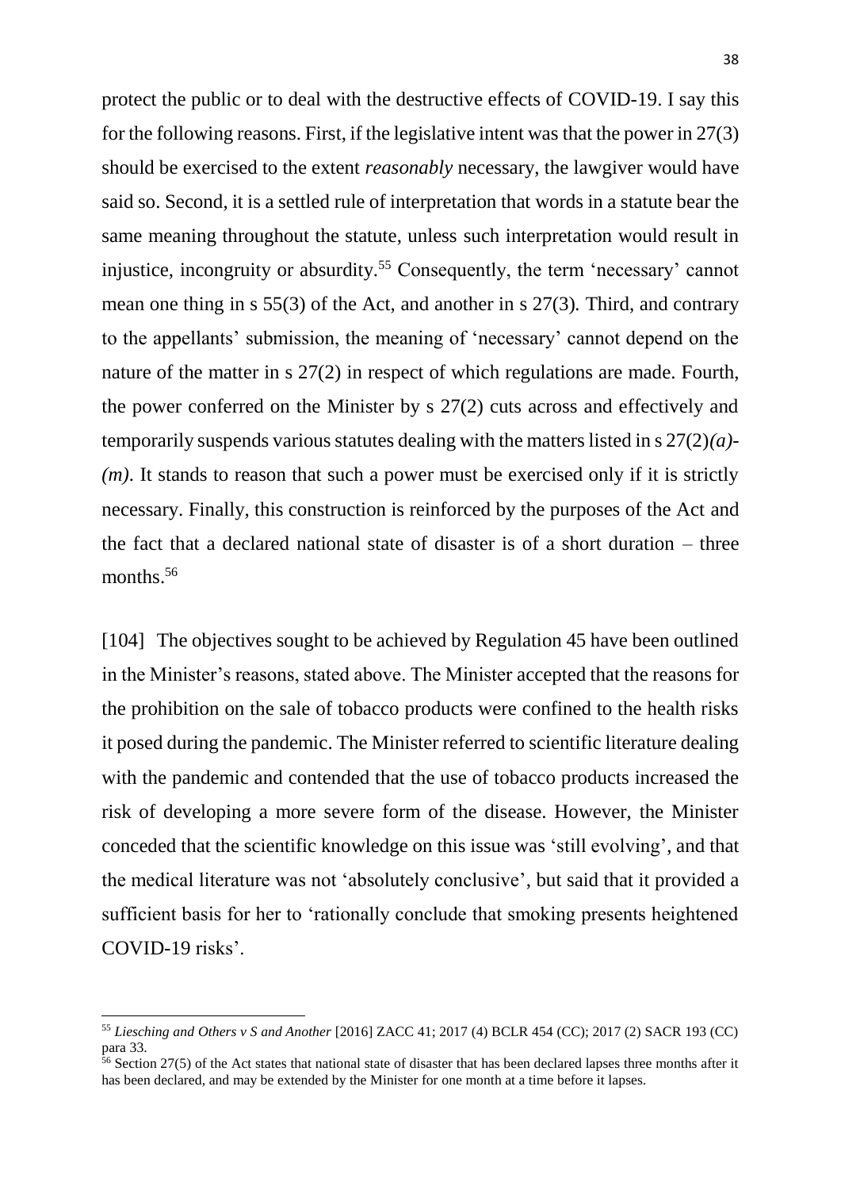protect the public or to deal with the destructive effects of COVID-19. I say this for the following reasons. First, if the legislative intent was that the power in 27(3) should be exercised to the extent *reasonably* necessary, the lawgiver would have said so. Second, it is a settled rule of interpretation that words in a statute bear the same meaning throughout the statute, unless such interpretation would result in injustice, incongruity or absurdity.[55] Consequently, the term 'necessary' cannot mean one thing in s 55(3) of the Act, and another in s 27(3). Third, and contrary to the appellants' submission, the meaning of 'necessary' cannot depend on the nature of the matter in s 27(2) in respect of which regulations are made. Fourth, the power conferred on the Minister by s 27(2) cuts across and effectively and temporarily suspends various statutes dealing with the matters listed in s 27(2)*(a)*-*(m)*. It stands to reason that such a power must be exercised only if it is strictly necessary. Finally, this construction is reinforced by the purposes of the Act and the fact that a declared national state of disaster is of a short duration – three months.[56]

[104] The objectives sought to be achieved by Regulation 45 have been outlined in the Minister's reasons, stated above. The Minister accepted that the reasons for the prohibition on the sale of tobacco products were confined to the health risks it posed during the pandemic. The Minister referred to scientific literature dealing with the pandemic and contended that the use of tobacco products increased the risk of developing a more severe form of the disease. However, the Minister conceded that the scientific knowledge on this issue was 'still evolving', and that the medical literature was not 'absolutely conclusive', but said that it provided a sufficient basis for her to 'rationally conclude that smoking presents heightened COVID-19 risks'.

---

[55] *Liesching and Others v S and Another* [2016] ZACC 41; 2017 (4) BCLR 454 (CC); 2017 (2) SACR 193 (CC) para 33.

[56] Section 27(5) of the Act states that national state of disaster that has been declared lapses three months after it has been declared, and may be extended by the Minister for one month at a time before it lapses.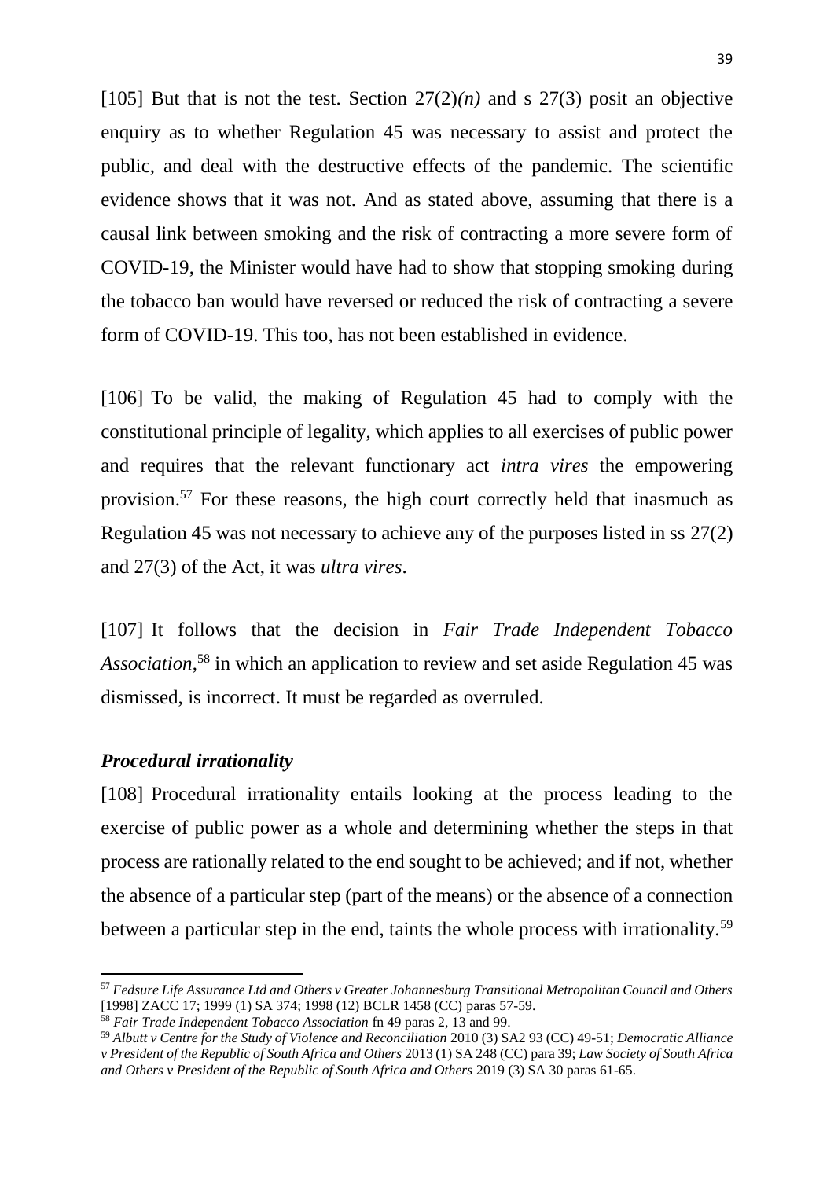[105] But that is not the test. Section 27(2)*(n)* and s 27(3) posit an objective enquiry as to whether Regulation 45 was necessary to assist and protect the public, and deal with the destructive effects of the pandemic. The scientific evidence shows that it was not. And as stated above, assuming that there is a causal link between smoking and the risk of contracting a more severe form of COVID-19, the Minister would have had to show that stopping smoking during the tobacco ban would have reversed or reduced the risk of contracting a severe form of COVID-19. This too, has not been established in evidence.

[106] To be valid, the making of Regulation 45 had to comply with the constitutional principle of legality, which applies to all exercises of public power and requires that the relevant functionary act *intra vires* the empowering provision.[57] For these reasons, the high court correctly held that inasmuch as Regulation 45 was not necessary to achieve any of the purposes listed in ss 27(2) and 27(3) of the Act, it was *ultra vires*.

[107] It follows that the decision in *Fair Trade Independent Tobacco Association*,[58] in which an application to review and set aside Regulation 45 was dismissed, is incorrect. It must be regarded as overruled.

### *Procedural irrationality*

[108] Procedural irrationality entails looking at the process leading to the exercise of public power as a whole and determining whether the steps in that process are rationally related to the end sought to be achieved; and if not, whether the absence of a particular step (part of the means) or the absence of a connection between a particular step in the end, taints the whole process with irrationality.[59]

---

[57] *Fedsure Life Assurance Ltd and Others v Greater Johannesburg Transitional Metropolitan Council and Others* [1998] ZACC 17; 1999 (1) SA 374; 1998 (12) BCLR 1458 (CC) paras 57-59.

[58] *Fair Trade Independent Tobacco Association* fn 49 paras 2, 13 and 99.

[59] *Albutt v Centre for the Study of Violence and Reconciliation* 2010 (3) SA2 93 (CC) 49-51; *Democratic Alliance v President of the Republic of South Africa and Others* 2013 (1) SA 248 (CC) para 39; *Law Society of South Africa and Others v President of the Republic of South Africa and Others* 2019 (3) SA 30 paras 61-65.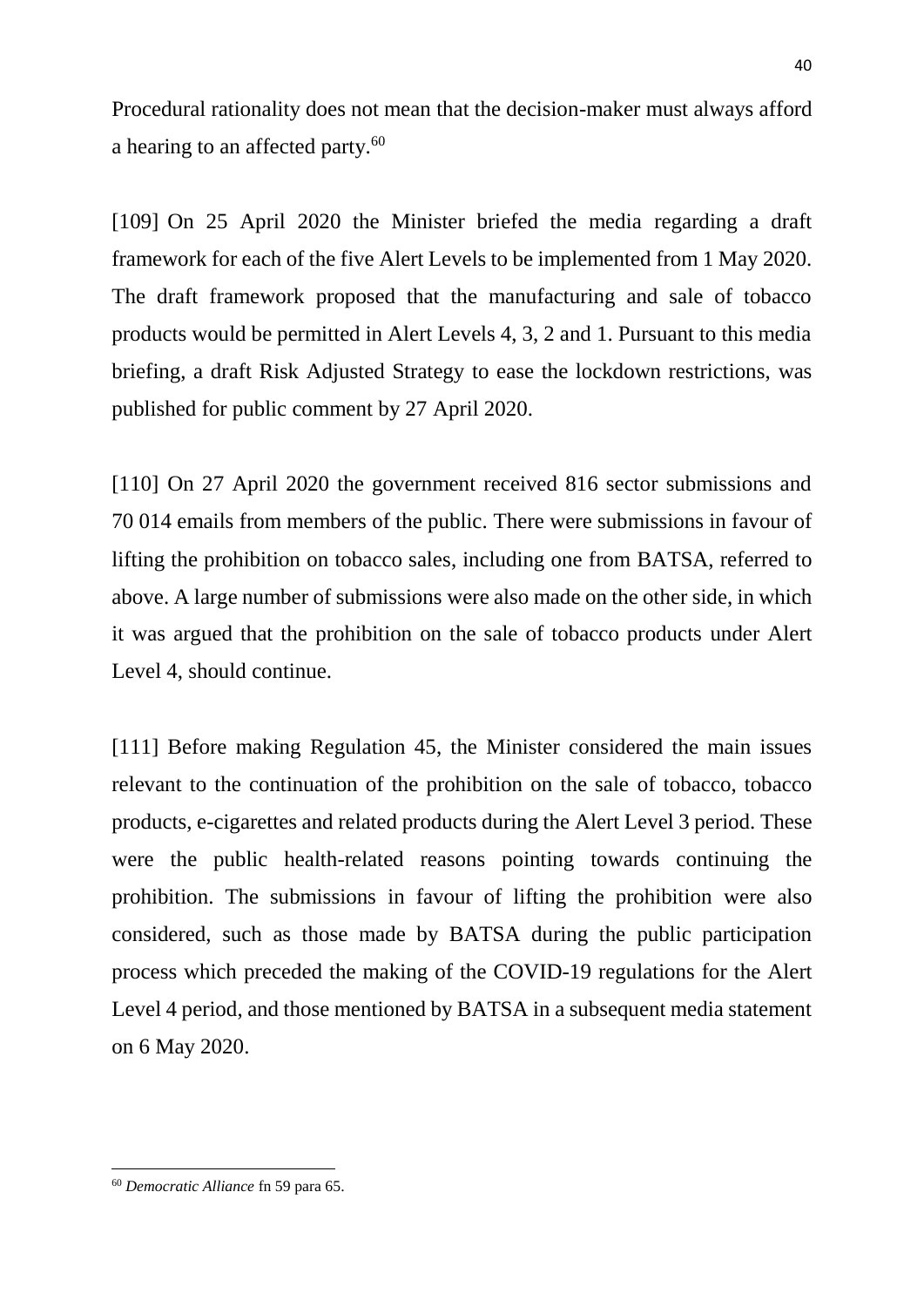Procedural rationality does not mean that the decision-maker must always afford a hearing to an affected party.[60]

[109] On 25 April 2020 the Minister briefed the media regarding a draft framework for each of the five Alert Levels to be implemented from 1 May 2020. The draft framework proposed that the manufacturing and sale of tobacco products would be permitted in Alert Levels 4, 3, 2 and 1. Pursuant to this media briefing, a draft Risk Adjusted Strategy to ease the lockdown restrictions, was published for public comment by 27 April 2020.

[110] On 27 April 2020 the government received 816 sector submissions and 70 014 emails from members of the public. There were submissions in favour of lifting the prohibition on tobacco sales, including one from BATSA, referred to above. A large number of submissions were also made on the other side, in which it was argued that the prohibition on the sale of tobacco products under Alert Level 4, should continue.

[111] Before making Regulation 45, the Minister considered the main issues relevant to the continuation of the prohibition on the sale of tobacco, tobacco products, e-cigarettes and related products during the Alert Level 3 period. These were the public health-related reasons pointing towards continuing the prohibition. The submissions in favour of lifting the prohibition were also considered, such as those made by BATSA during the public participation process which preceded the making of the COVID-19 regulations for the Alert Level 4 period, and those mentioned by BATSA in a subsequent media statement on 6 May 2020.

---

[60] *Democratic Alliance* fn 59 para 65.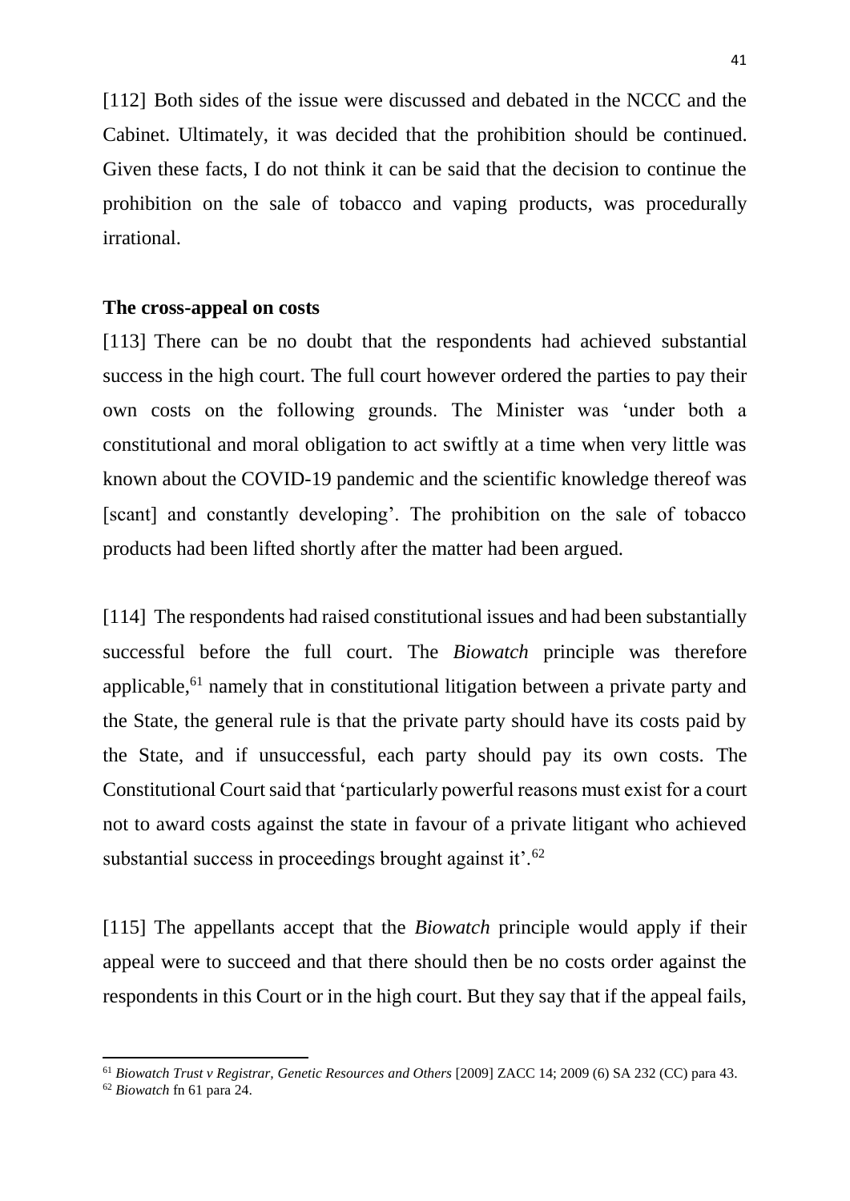[112] Both sides of the issue were discussed and debated in the NCCC and the Cabinet. Ultimately, it was decided that the prohibition should be continued. Given these facts, I do not think it can be said that the decision to continue the prohibition on the sale of tobacco and vaping products, was procedurally irrational.

**The cross-appeal on costs**

[113] There can be no doubt that the respondents had achieved substantial success in the high court. The full court however ordered the parties to pay their own costs on the following grounds. The Minister was 'under both a constitutional and moral obligation to act swiftly at a time when very little was known about the COVID-19 pandemic and the scientific knowledge thereof was [scant] and constantly developing'. The prohibition on the sale of tobacco products had been lifted shortly after the matter had been argued.

[114] The respondents had raised constitutional issues and had been substantially successful before the full court. The *Biowatch* principle was therefore applicable,[61] namely that in constitutional litigation between a private party and the State, the general rule is that the private party should have its costs paid by the State, and if unsuccessful, each party should pay its own costs. The Constitutional Court said that 'particularly powerful reasons must exist for a court not to award costs against the state in favour of a private litigant who achieved substantial success in proceedings brought against it'.[62]

[115] The appellants accept that the *Biowatch* principle would apply if their appeal were to succeed and that there should then be no costs order against the respondents in this Court or in the high court. But they say that if the appeal fails,

---

[61] *Biowatch Trust v Registrar, Genetic Resources and Others* [2009] ZACC 14; 2009 (6) SA 232 (CC) para 43.

[62] *Biowatch* fn 61 para 24.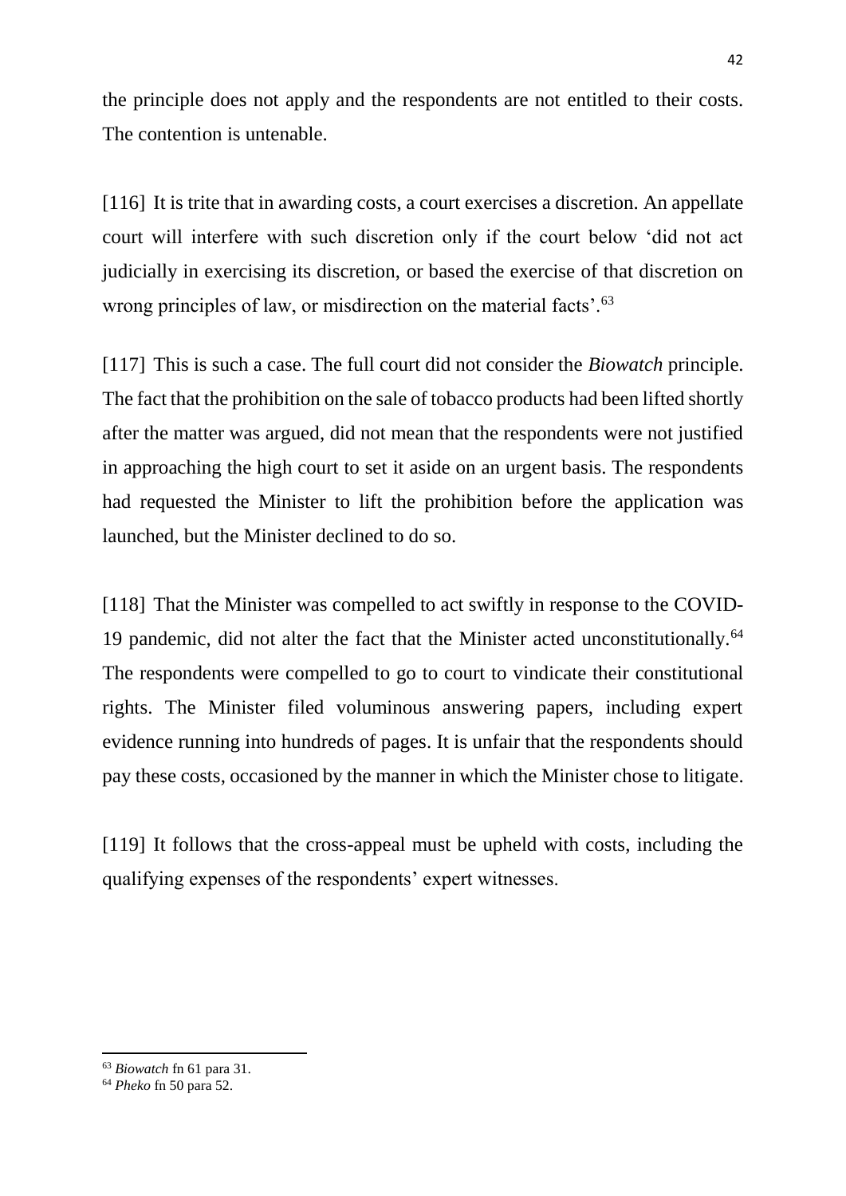the principle does not apply and the respondents are not entitled to their costs. The contention is untenable.

[116] It is trite that in awarding costs, a court exercises a discretion. An appellate court will interfere with such discretion only if the court below 'did not act judicially in exercising its discretion, or based the exercise of that discretion on wrong principles of law, or misdirection on the material facts'.[63]

[117] This is such a case. The full court did not consider the *Biowatch* principle. The fact that the prohibition on the sale of tobacco products had been lifted shortly after the matter was argued, did not mean that the respondents were not justified in approaching the high court to set it aside on an urgent basis. The respondents had requested the Minister to lift the prohibition before the application was launched, but the Minister declined to do so.

[118] That the Minister was compelled to act swiftly in response to the COVID-19 pandemic, did not alter the fact that the Minister acted unconstitutionally.[64] The respondents were compelled to go to court to vindicate their constitutional rights. The Minister filed voluminous answering papers, including expert evidence running into hundreds of pages. It is unfair that the respondents should pay these costs, occasioned by the manner in which the Minister chose to litigate.

[119] It follows that the cross-appeal must be upheld with costs, including the qualifying expenses of the respondents' expert witnesses.

---

[63] *Biowatch* fn 61 para 31.

[64] *Pheko* fn 50 para 52.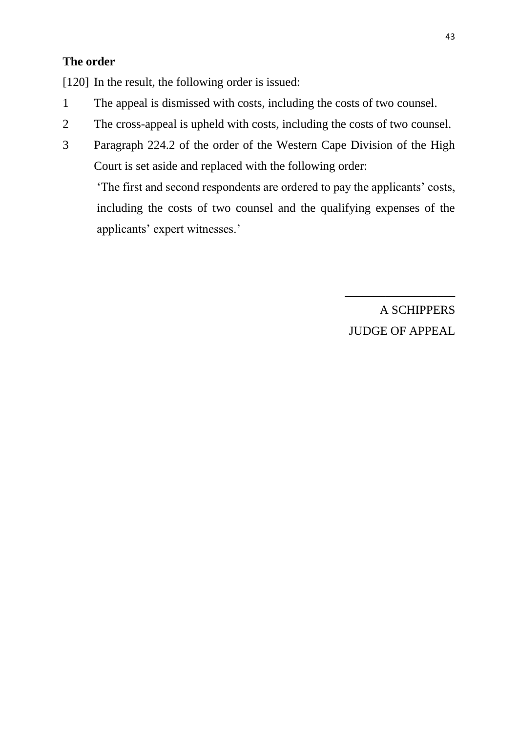**The order**

[120] In the result, the following order is issued:

1 The appeal is dismissed with costs, including the costs of two counsel.

2 The cross-appeal is upheld with costs, including the costs of two counsel.

3 Paragraph 224.2 of the order of the Western Cape Division of the High Court is set aside and replaced with the following order:

> 'The first and second respondents are ordered to pay the applicants' costs, including the costs of two counsel and the qualifying expenses of the applicants' expert witnesses.'

\_\_\_\_\_\_\_\_\_\_\_\_\_\_\_\_\_\_

A SCHIPPERS

JUDGE OF APPEAL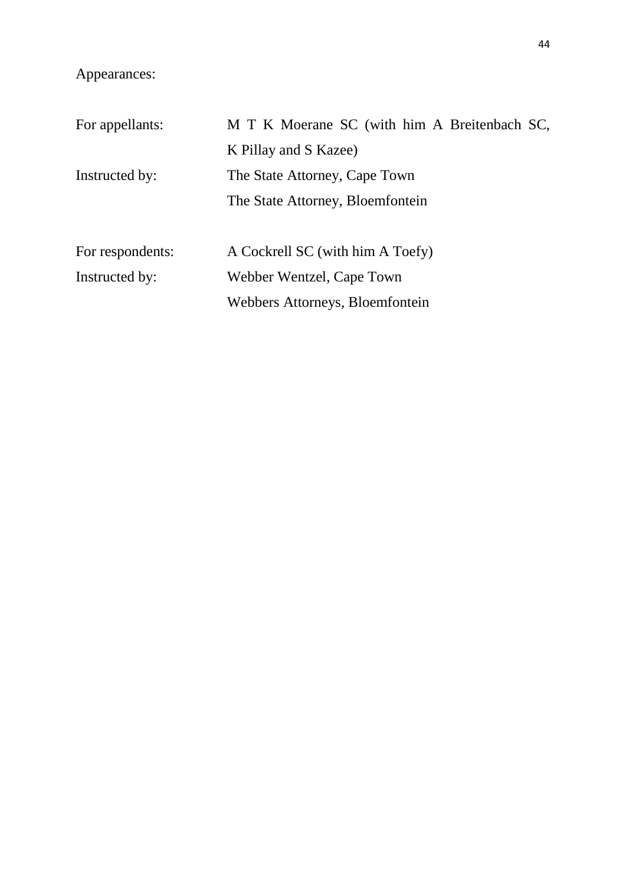Appearances:

| | |
|---|---|
| For appellants: | M T K Moerane SC (with him A Breitenbach SC, K Pillay and S Kazee) |
| Instructed by: | The State Attorney, Cape Town |
| | The State Attorney, Bloemfontein |
| | |
| For respondents: | A Cockrell SC (with him A Toefy) |
| Instructed by: | Webber Wentzel, Cape Town |
| | Webbers Attorneys, Bloemfontein |